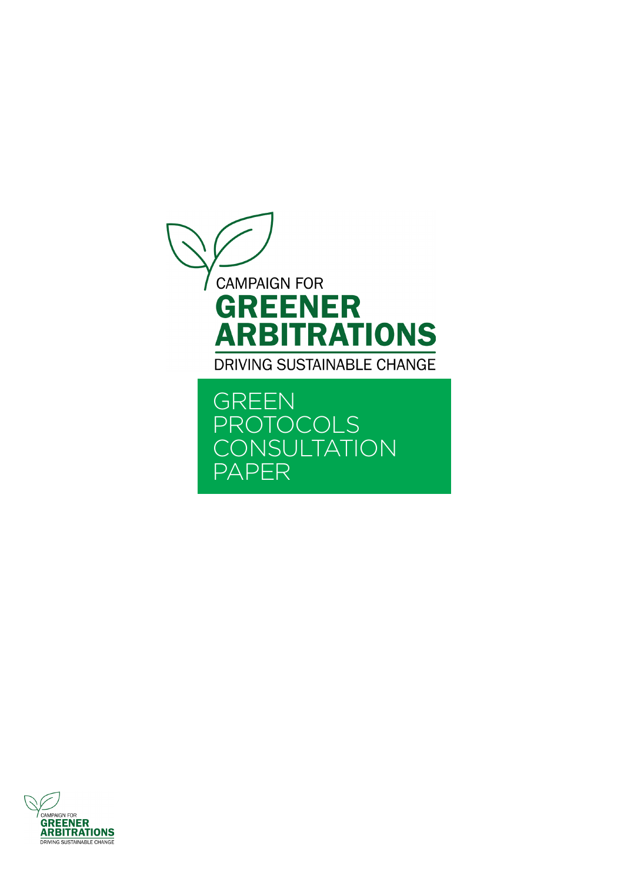CAMPAIGN FOR

# GREENER ARBITRATIONS

DRIVING SUSTAINABLE CHANGE

# GREEN PROTOCOLS CONSULTATION PAPER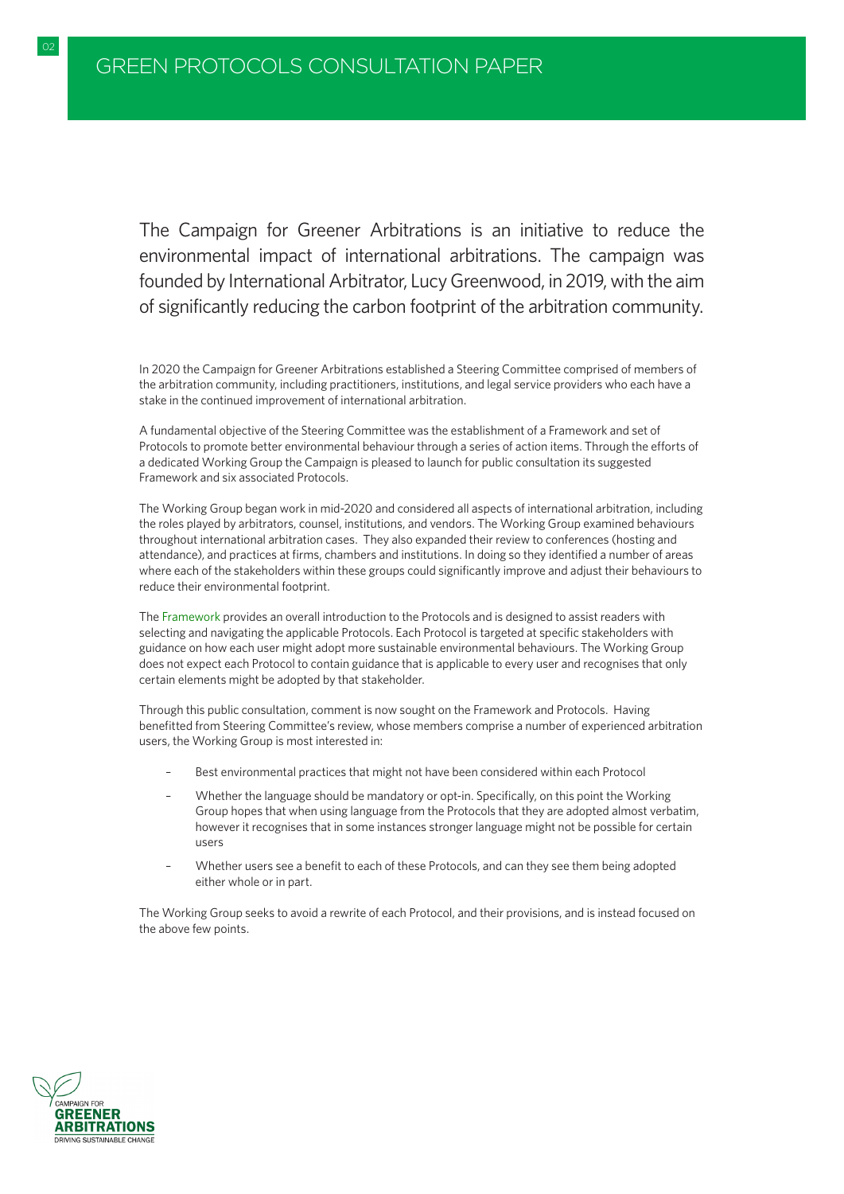The Campaign for Greener Arbitrations is an initiative to reduce the environmental impact of international arbitrations. The campaign was founded by International Arbitrator, Lucy Greenwood, in 2019, with the aim of significantly reducing the carbon footprint of the arbitration community.

In 2020 the Campaign for Greener Arbitrations established a Steering Committee comprised of members of the arbitration community, including practitioners, institutions, and legal service providers who each have a stake in the continued improvement of international arbitration.

A fundamental objective of the Steering Committee was the establishment of a Framework and set of Protocols to promote better environmental behaviour through a series of action items. Through the efforts of a dedicated Working Group the Campaign is pleased to launch for public consultation its suggested Framework and six associated Protocols.

The Working Group began work in mid-2020 and considered all aspects of international arbitration, including the roles played by arbitrators, counsel, institutions, and vendors. The Working Group examined behaviours throughout international arbitration cases. They also expanded their review to conferences (hosting and attendance), and practices at firms, chambers and institutions. In doing so they identified a number of areas where each of the stakeholders within these groups could significantly improve and adjust their behaviours to reduce their environmental footprint.

The Framework provides an overall introduction to the Protocols and is designed to assist readers with selecting and navigating the applicable Protocols. Each Protocol is targeted at specific stakeholders with guidance on how each user might adopt more sustainable environmental behaviours. The Working Group does not expect each Protocol to contain guidance that is applicable to every user and recognises that only certain elements might be adopted by that stakeholder.

Through this public consultation, comment is now sought on the Framework and Protocols. Having benefitted from Steering Committee's review, whose members comprise a number of experienced arbitration users, the Working Group is most interested in:

- Best environmental practices that might not have been considered within each Protocol
- Whether the language should be mandatory or opt-in. Specifically, on this point the Working Group hopes that when using language from the Protocols that they are adopted almost verbatim, however it recognises that in some instances stronger language might not be possible for certain users
- Whether users see a benefit to each of these Protocols, and can they see them being adopted either whole or in part.

The Working Group seeks to avoid a rewrite of each Protocol, and their provisions, and is instead focused on the above few points.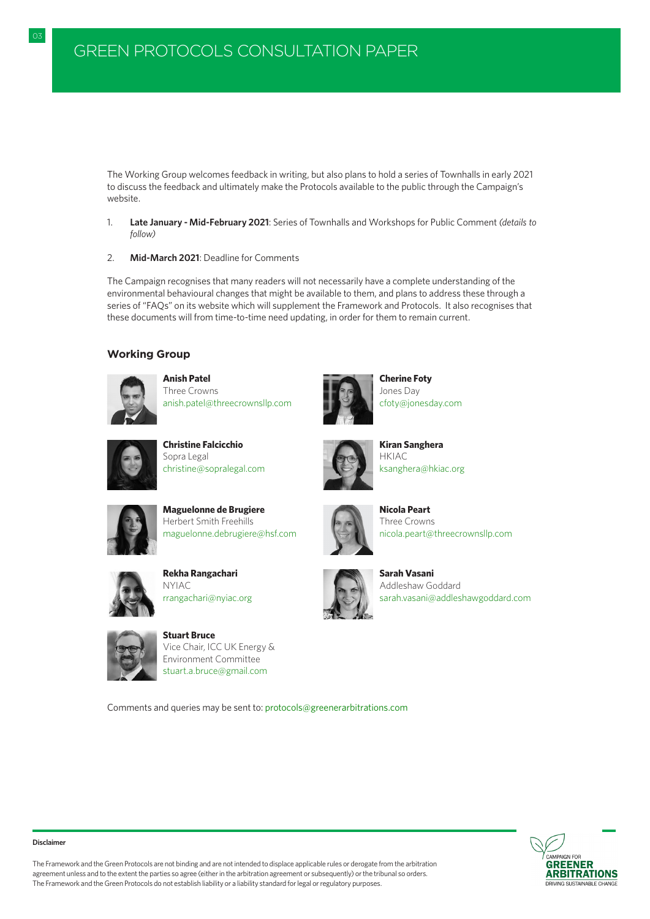The Working Group welcomes feedback in writing, but also plans to hold a series of Townhalls in early 2021 to discuss the feedback and ultimately make the Protocols available to the public through the Campaign's website.

1. **Late January - Mid-February 2021**: Series of Townhalls and Workshops for Public Comment *(details to follow)*

2. **Mid-March 2021**: Deadline for Comments

The Campaign recognises that many readers will not necessarily have a complete understanding of the environmental behavioural changes that might be available to them, and plans to address these through a series of "FAQs" on its website which will supplement the Framework and Protocols. It also recognises that these documents will from time-to-time need updating, in order for them to remain current.

## Working Group

**Anish Patel**
Three Crowns
anish.patel@threecrownsllp.com

**Cherine Foty**
Jones Day
cfoty@jonesday.com

**Christine Falcicchio**
Sopra Legal
christine@sopralegal.com

**Kiran Sanghera**
HKIAC
ksanghera@hkiac.org

**Maguelonne de Brugiere**
Herbert Smith Freehills
maguelonne.debrugiere@hsf.com

**Nicola Peart**
Three Crowns
nicola.peart@threecrownsllp.com

**Rekha Rangachari**
NYIAC
rrangachari@nyiac.org

**Sarah Vasani**
Addleshaw Goddard
sarah.vasani@addleshawgoddard.com

**Stuart Bruce**
Vice Chair, ICC UK Energy & Environment Committee
stuart.a.bruce@gmail.com

Comments and queries may be sent to: protocols@greenerarbitrations.com

**Disclaimer**

The Framework and the Green Protocols are not binding and are not intended to displace applicable rules or derogate from the arbitration agreement unless and to the extent the parties so agree (either in the arbitration agreement or subsequently) or the tribunal so orders. The Framework and the Green Protocols do not establish liability or a liability standard for legal or regulatory purposes.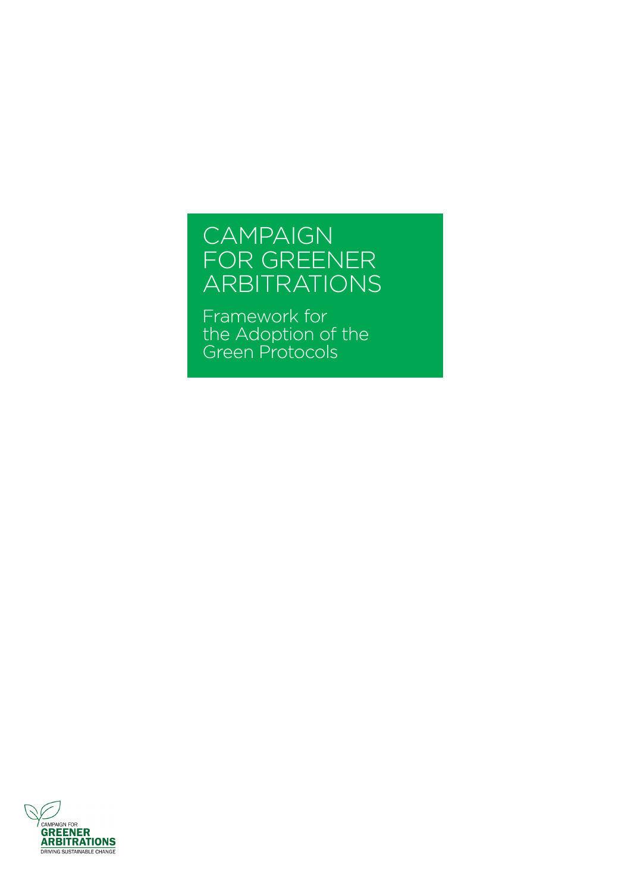# CAMPAIGN FOR GREENER ARBITRATIONS

## Framework for the Adoption of the Green Protocols

CAMPAIGN FOR
**GREENER ARBITRATIONS**
DRIVING SUSTAINABLE CHANGE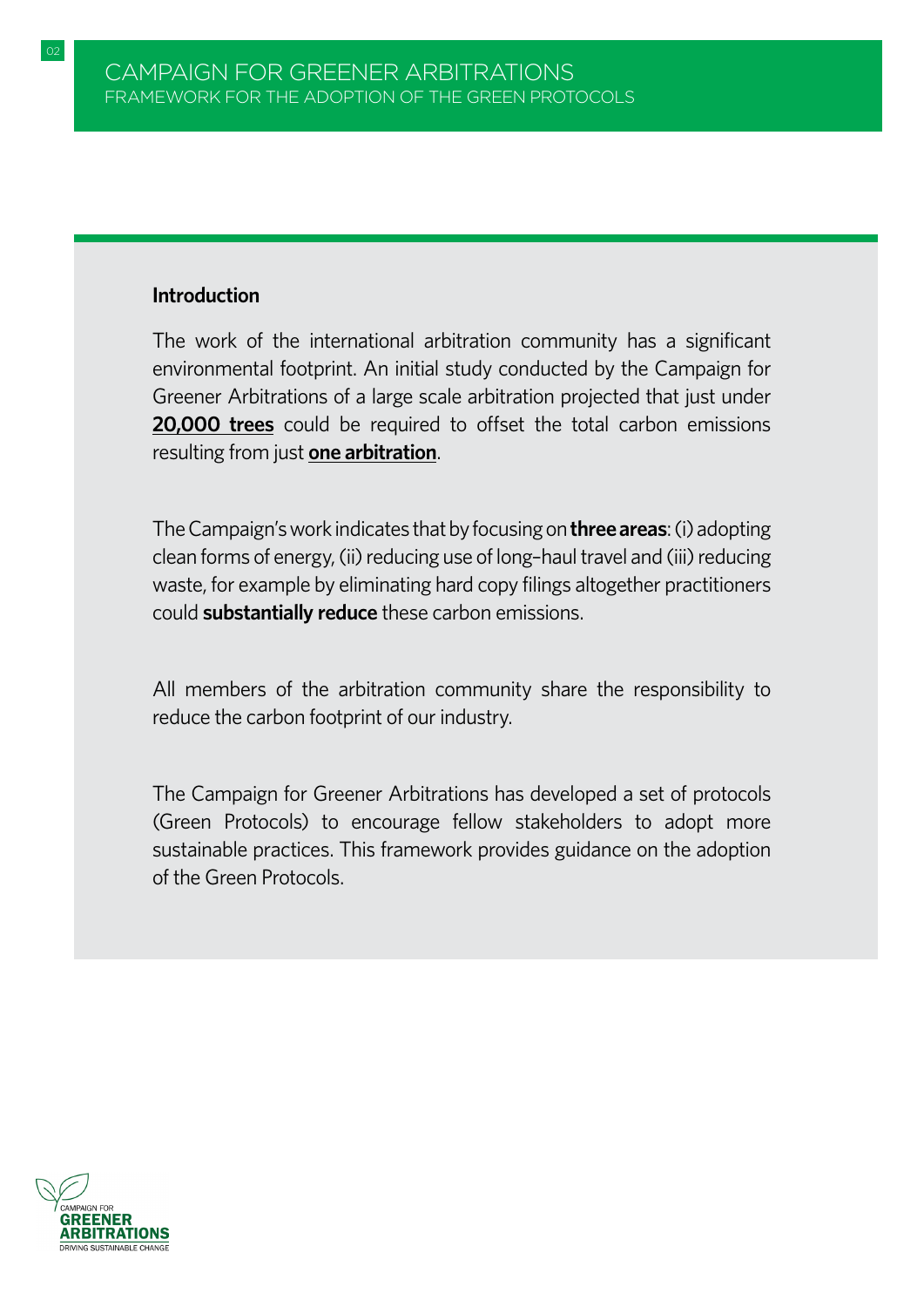## Introduction

The work of the international arbitration community has a significant environmental footprint. An initial study conducted by the Campaign for Greener Arbitrations of a large scale arbitration projected that just under **20,000 trees** could be required to offset the total carbon emissions resulting from just **one arbitration**.

The Campaign's work indicates that by focusing on **three areas**: (i) adopting clean forms of energy, (ii) reducing use of long–haul travel and (iii) reducing waste, for example by eliminating hard copy filings altogether practitioners could **substantially reduce** these carbon emissions.

All members of the arbitration community share the responsibility to reduce the carbon footprint of our industry.

The Campaign for Greener Arbitrations has developed a set of protocols (Green Protocols) to encourage fellow stakeholders to adopt more sustainable practices. This framework provides guidance on the adoption of the Green Protocols.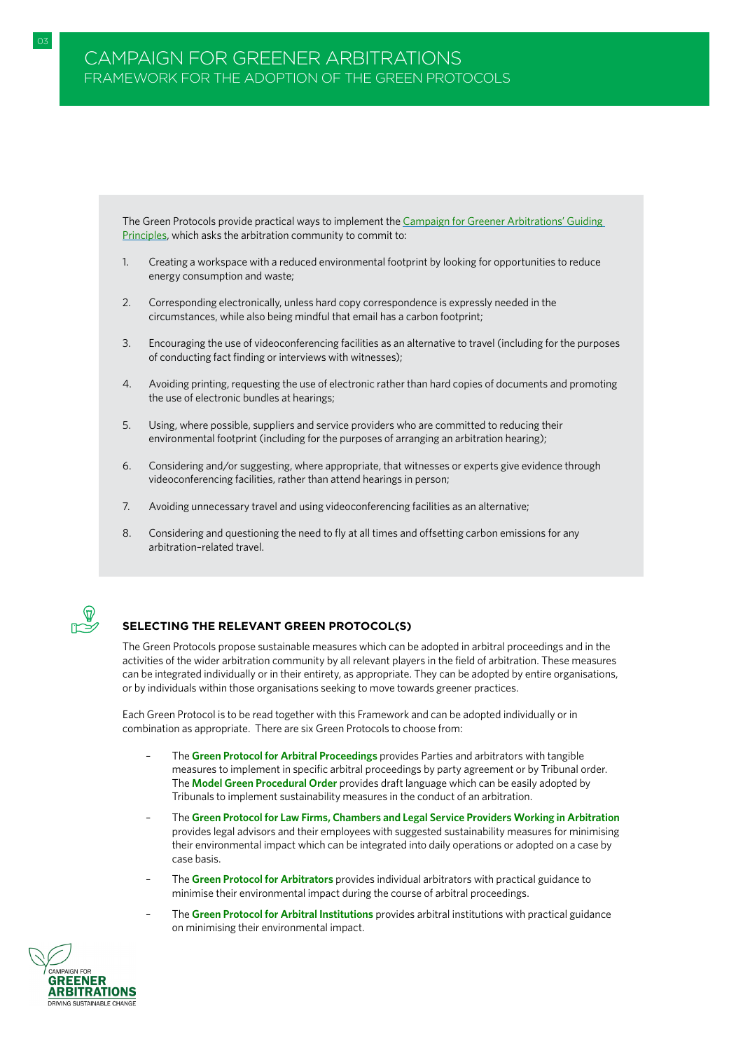# CAMPAIGN FOR GREENER ARBITRATIONS

## FRAMEWORK FOR THE ADOPTION OF THE GREEN PROTOCOLS

The Green Protocols provide practical ways to implement the Campaign for Greener Arbitrations' Guiding Principles, which asks the arbitration community to commit to:

1. Creating a workspace with a reduced environmental footprint by looking for opportunities to reduce energy consumption and waste;
2. Corresponding electronically, unless hard copy correspondence is expressly needed in the circumstances, while also being mindful that email has a carbon footprint;
3. Encouraging the use of videoconferencing facilities as an alternative to travel (including for the purposes of conducting fact finding or interviews with witnesses);
4. Avoiding printing, requesting the use of electronic rather than hard copies of documents and promoting the use of electronic bundles at hearings;
5. Using, where possible, suppliers and service providers who are committed to reducing their environmental footprint (including for the purposes of arranging an arbitration hearing);
6. Considering and/or suggesting, where appropriate, that witnesses or experts give evidence through videoconferencing facilities, rather than attend hearings in person;
7. Avoiding unnecessary travel and using videoconferencing facilities as an alternative;
8. Considering and questioning the need to fly at all times and offsetting carbon emissions for any arbitration-related travel.

### SELECTING THE RELEVANT GREEN PROTOCOL(S)

The Green Protocols propose sustainable measures which can be adopted in arbitral proceedings and in the activities of the wider arbitration community by all relevant players in the field of arbitration. These measures can be integrated individually or in their entirety, as appropriate. They can be adopted by entire organisations, or by individuals within those organisations seeking to move towards greener practices.

Each Green Protocol is to be read together with this Framework and can be adopted individually or in combination as appropriate. There are six Green Protocols to choose from:

- The **Green Protocol for Arbitral Proceedings** provides Parties and arbitrators with tangible measures to implement in specific arbitral proceedings by party agreement or by Tribunal order. The **Model Green Procedural Order** provides draft language which can be easily adopted by Tribunals to implement sustainability measures in the conduct of an arbitration.
- The **Green Protocol for Law Firms, Chambers and Legal Service Providers Working in Arbitration** provides legal advisors and their employees with suggested sustainability measures for minimising their environmental impact which can be integrated into daily operations or adopted on a case by case basis.
- The **Green Protocol for Arbitrators** provides individual arbitrators with practical guidance to minimise their environmental impact during the course of arbitral proceedings.
- The **Green Protocol for Arbitral Institutions** provides arbitral institutions with practical guidance on minimising their environmental impact.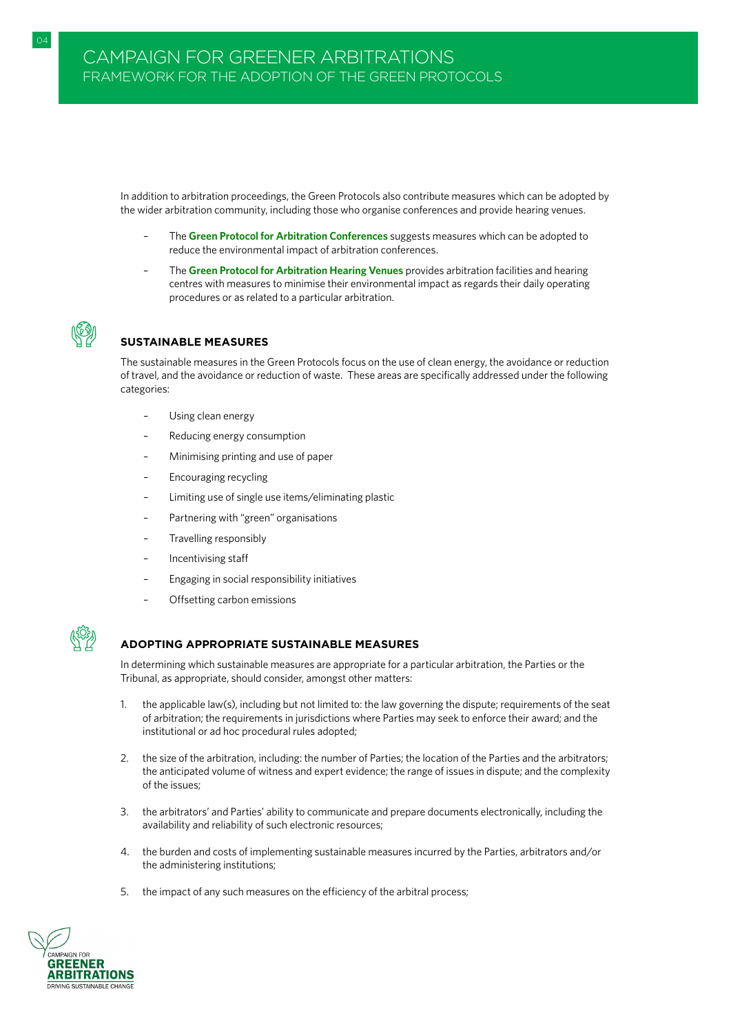In addition to arbitration proceedings, the Green Protocols also contribute measures which can be adopted by the wider arbitration community, including those who organise conferences and provide hearing venues.

- The **Green Protocol for Arbitration Conferences** suggests measures which can be adopted to reduce the environmental impact of arbitration conferences.
- The **Green Protocol for Arbitration Hearing Venues** provides arbitration facilities and hearing centres with measures to minimise their environmental impact as regards their daily operating procedures or as related to a particular arbitration.

## SUSTAINABLE MEASURES

The sustainable measures in the Green Protocols focus on the use of clean energy, the avoidance or reduction of travel, and the avoidance or reduction of waste. These areas are specifically addressed under the following categories:

- Using clean energy
- Reducing energy consumption
- Minimising printing and use of paper
- Encouraging recycling
- Limiting use of single use items/eliminating plastic
- Partnering with "green" organisations
- Travelling responsibly
- Incentivising staff
- Engaging in social responsibility initiatives
- Offsetting carbon emissions

## ADOPTING APPROPRIATE SUSTAINABLE MEASURES

In determining which sustainable measures are appropriate for a particular arbitration, the Parties or the Tribunal, as appropriate, should consider, amongst other matters:

1. the applicable law(s), including but not limited to: the law governing the dispute; requirements of the seat of arbitration; the requirements in jurisdictions where Parties may seek to enforce their award; and the institutional or ad hoc procedural rules adopted;
2. the size of the arbitration, including: the number of Parties; the location of the Parties and the arbitrators; the anticipated volume of witness and expert evidence; the range of issues in dispute; and the complexity of the issues;
3. the arbitrators' and Parties' ability to communicate and prepare documents electronically, including the availability and reliability of such electronic resources;
4. the burden and costs of implementing sustainable measures incurred by the Parties, arbitrators and/or the administering institutions;
5. the impact of any such measures on the efficiency of the arbitral process;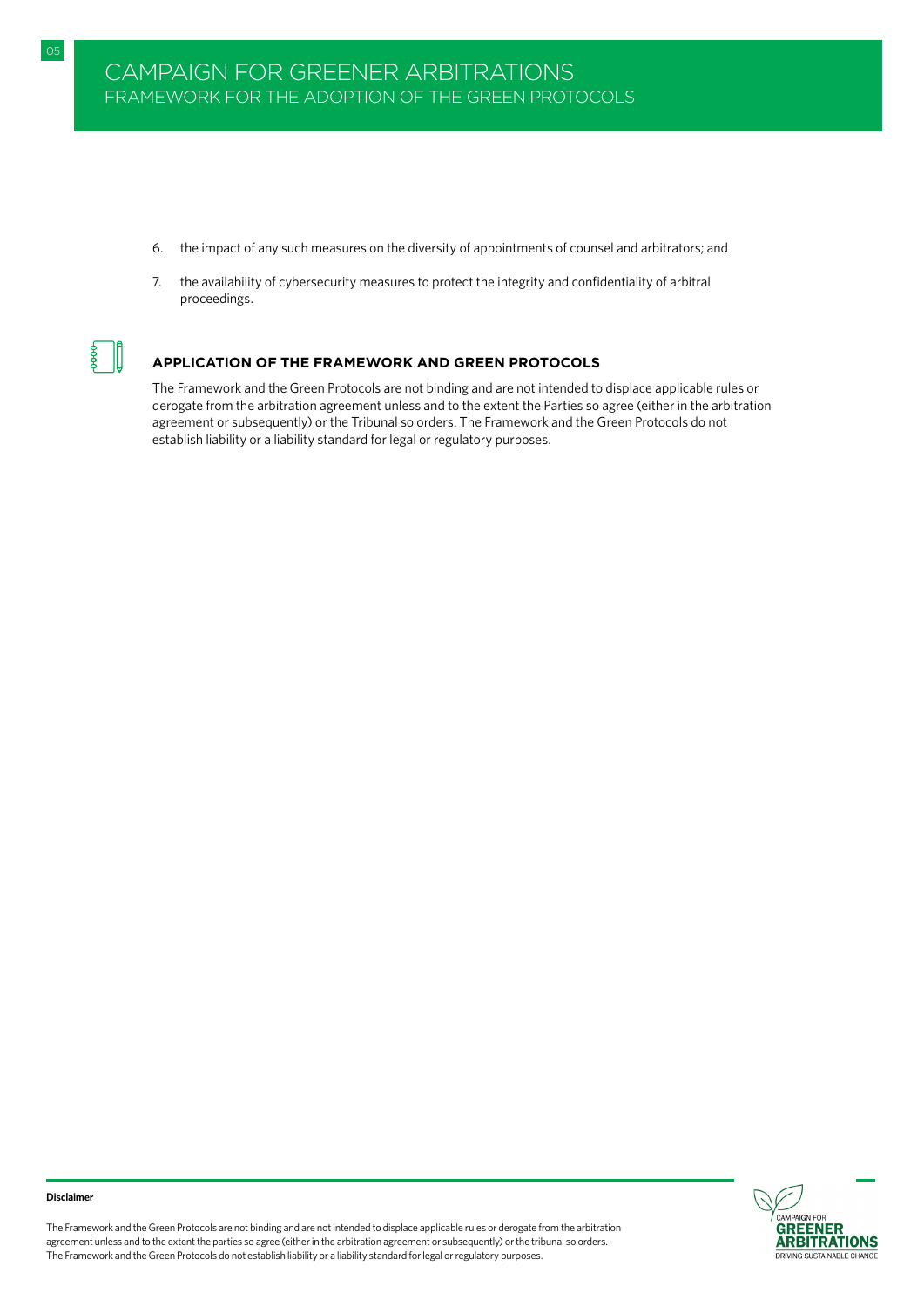6. the impact of any such measures on the diversity of appointments of counsel and arbitrators; and

7. the availability of cybersecurity measures to protect the integrity and confidentiality of arbitral proceedings.

## APPLICATION OF THE FRAMEWORK AND GREEN PROTOCOLS

The Framework and the Green Protocols are not binding and are not intended to displace applicable rules or derogate from the arbitration agreement unless and to the extent the Parties so agree (either in the arbitration agreement or subsequently) or the Tribunal so orders. The Framework and the Green Protocols do not establish liability or a liability standard for legal or regulatory purposes.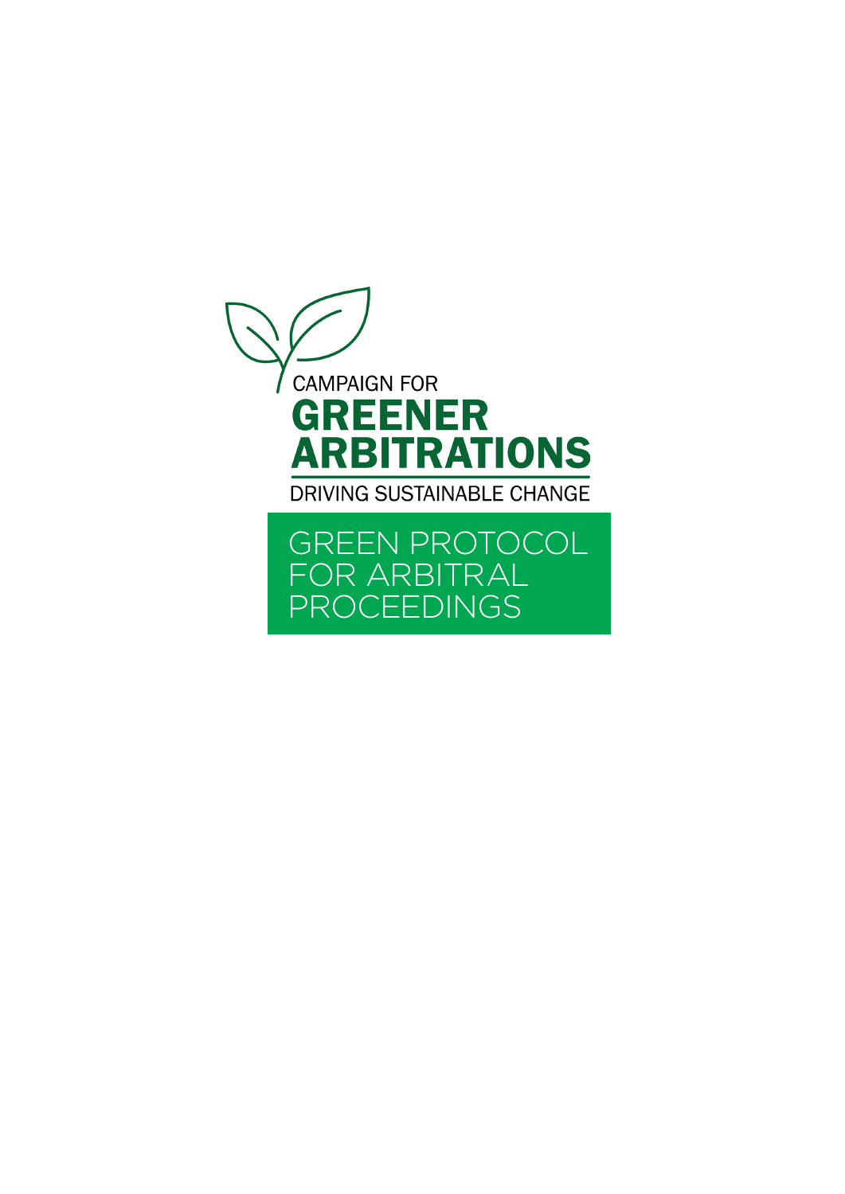CAMPAIGN FOR

# GREENER ARBITRATIONS

DRIVING SUSTAINABLE CHANGE

## GREEN PROTOCOL FOR ARBITRAL PROCEEDINGS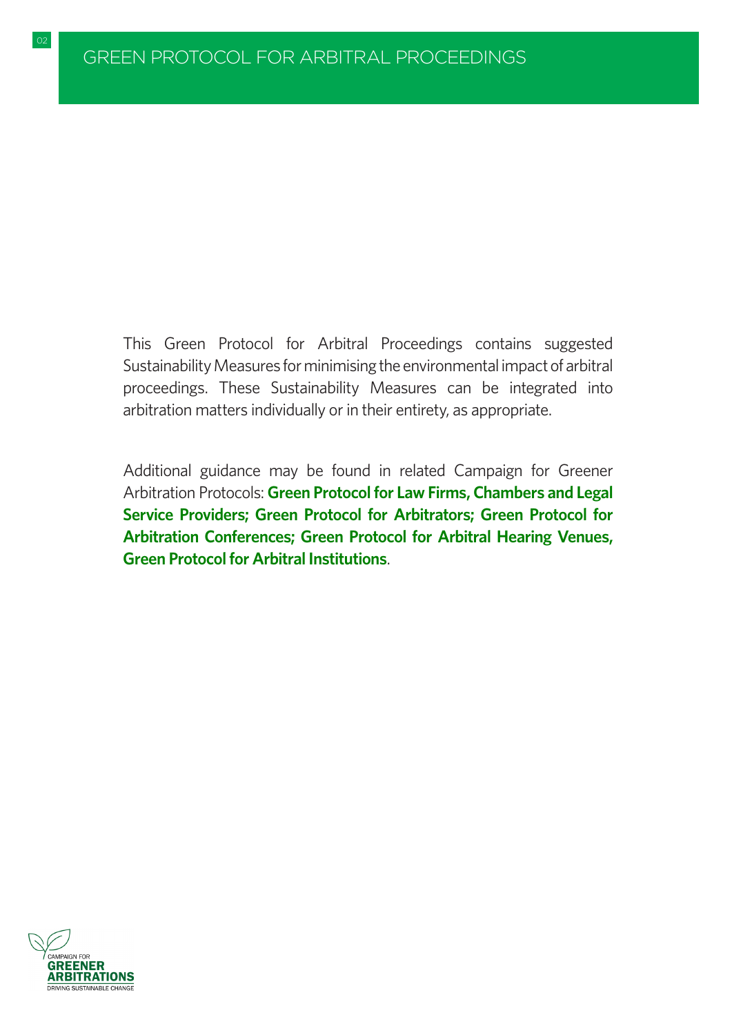This Green Protocol for Arbitral Proceedings contains suggested Sustainability Measures for minimising the environmental impact of arbitral proceedings. These Sustainability Measures can be integrated into arbitration matters individually or in their entirety, as appropriate.

Additional guidance may be found in related Campaign for Greener Arbitration Protocols: **Green Protocol for Law Firms, Chambers and Legal Service Providers; Green Protocol for Arbitrators; Green Protocol for Arbitration Conferences; Green Protocol for Arbitral Hearing Venues, Green Protocol for Arbitral Institutions**.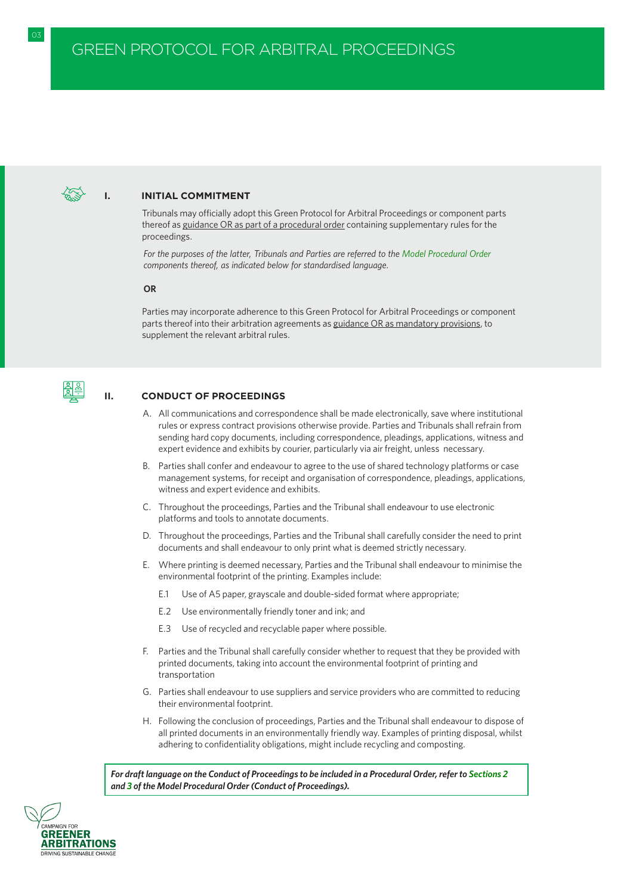# GREEN PROTOCOL FOR ARBITRAL PROCEEDINGS

## I. INITIAL COMMITMENT

Tribunals may officially adopt this Green Protocol for Arbitral Proceedings or component parts thereof as guidance OR as part of a procedural order containing supplementary rules for the proceedings.

*For the purposes of the latter, Tribunals and Parties are referred to the Model Procedural Order components thereof, as indicated below for standardised language.*

**OR**

Parties may incorporate adherence to this Green Protocol for Arbitral Proceedings or component parts thereof into their arbitration agreements as guidance OR as mandatory provisions, to supplement the relevant arbitral rules.

## II. CONDUCT OF PROCEEDINGS

A. All communications and correspondence shall be made electronically, save where institutional rules or express contract provisions otherwise provide. Parties and Tribunals shall refrain from sending hard copy documents, including correspondence, pleadings, applications, witness and expert evidence and exhibits by courier, particularly via air freight, unless necessary.

B. Parties shall confer and endeavour to agree to the use of shared technology platforms or case management systems, for receipt and organisation of correspondence, pleadings, applications, witness and expert evidence and exhibits.

C. Throughout the proceedings, Parties and the Tribunal shall endeavour to use electronic platforms and tools to annotate documents.

D. Throughout the proceedings, Parties and the Tribunal shall carefully consider the need to print documents and shall endeavour to only print what is deemed strictly necessary.

E. Where printing is deemed necessary, Parties and the Tribunal shall endeavour to minimise the environmental footprint of the printing. Examples include:

   E.1 Use of A5 paper, grayscale and double-sided format where appropriate;

   E.2 Use environmentally friendly toner and ink; and

   E.3 Use of recycled and recyclable paper where possible.

F. Parties and the Tribunal shall carefully consider whether to request that they be provided with printed documents, taking into account the environmental footprint of printing and transportation

G. Parties shall endeavour to use suppliers and service providers who are committed to reducing their environmental footprint.

H. Following the conclusion of proceedings, Parties and the Tribunal shall endeavour to dispose of all printed documents in an environmentally friendly way. Examples of printing disposal, whilst adhering to confidentiality obligations, might include recycling and composting.

***For draft language on the Conduct of Proceedings to be included in a Procedural Order, refer to Sections 2 and 3 of the Model Procedural Order (Conduct of Proceedings).***

CAMPAIGN FOR GREENER ARBITRATIONS
DRIVING SUSTAINABLE CHANGE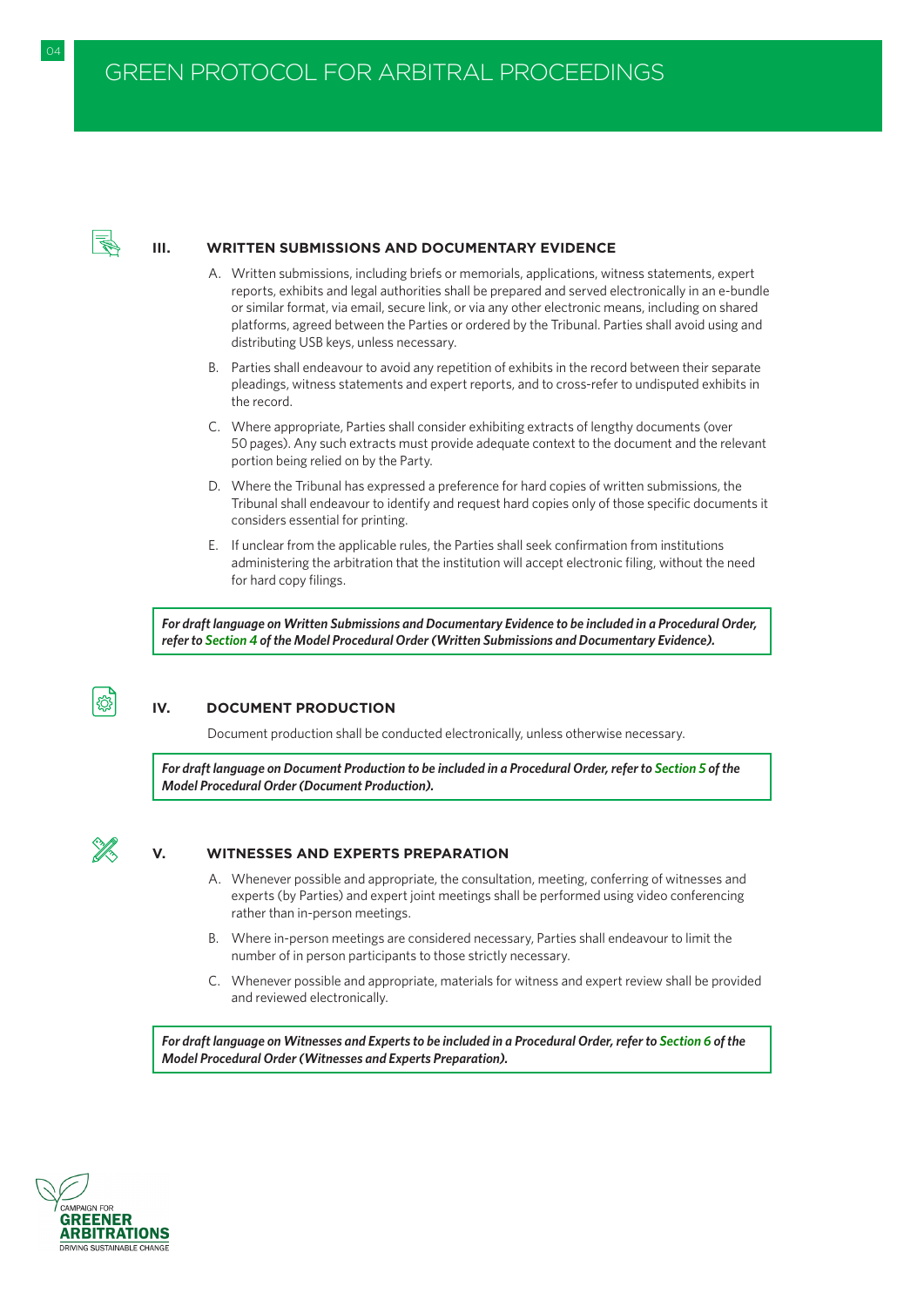## III. WRITTEN SUBMISSIONS AND DOCUMENTARY EVIDENCE

A. Written submissions, including briefs or memorials, applications, witness statements, expert reports, exhibits and legal authorities shall be prepared and served electronically in an e-bundle or similar format, via email, secure link, or via any other electronic means, including on shared platforms, agreed between the Parties or ordered by the Tribunal. Parties shall avoid using and distributing USB keys, unless necessary.

B. Parties shall endeavour to avoid any repetition of exhibits in the record between their separate pleadings, witness statements and expert reports, and to cross-refer to undisputed exhibits in the record.

C. Where appropriate, Parties shall consider exhibiting extracts of lengthy documents (over 50 pages). Any such extracts must provide adequate context to the document and the relevant portion being relied on by the Party.

D. Where the Tribunal has expressed a preference for hard copies of written submissions, the Tribunal shall endeavour to identify and request hard copies only of those specific documents it considers essential for printing.

E. If unclear from the applicable rules, the Parties shall seek confirmation from institutions administering the arbitration that the institution will accept electronic filing, without the need for hard copy filings.

> ***For draft language on Written Submissions and Documentary Evidence to be included in a Procedural Order, refer to Section 4 of the Model Procedural Order (Written Submissions and Documentary Evidence).***

## IV. DOCUMENT PRODUCTION

Document production shall be conducted electronically, unless otherwise necessary.

> ***For draft language on Document Production to be included in a Procedural Order, refer to Section 5 of the Model Procedural Order (Document Production).***

## V. WITNESSES AND EXPERTS PREPARATION

A. Whenever possible and appropriate, the consultation, meeting, conferring of witnesses and experts (by Parties) and expert joint meetings shall be performed using video conferencing rather than in-person meetings.

B. Where in-person meetings are considered necessary, Parties shall endeavour to limit the number of in person participants to those strictly necessary.

C. Whenever possible and appropriate, materials for witness and expert review shall be provided and reviewed electronically.

> ***For draft language on Witnesses and Experts to be included in a Procedural Order, refer to Section 6 of the Model Procedural Order (Witnesses and Experts Preparation).***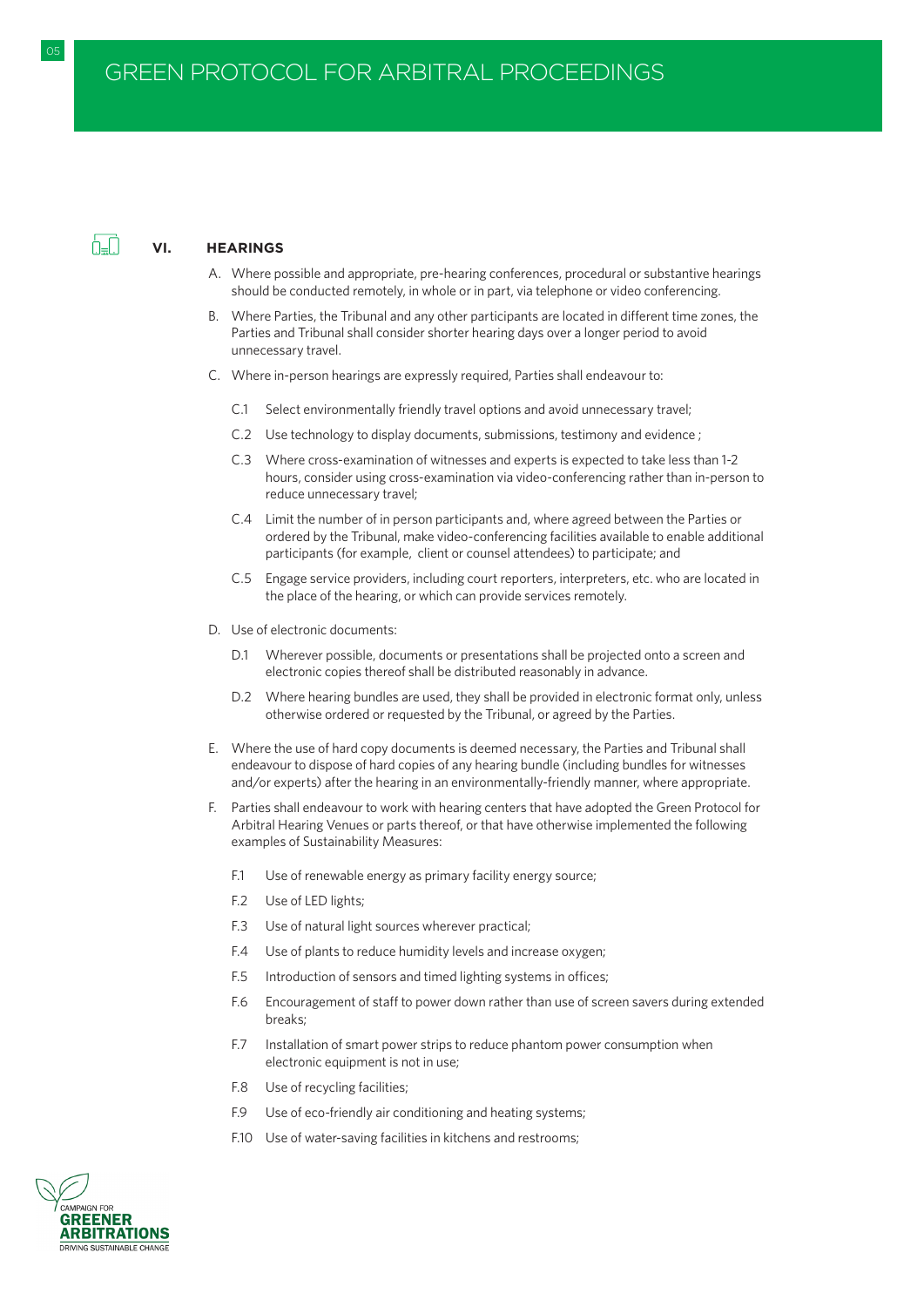## VI. HEARINGS

A. Where possible and appropriate, pre-hearing conferences, procedural or substantive hearings should be conducted remotely, in whole or in part, via telephone or video conferencing.

B. Where Parties, the Tribunal and any other participants are located in different time zones, the Parties and Tribunal shall consider shorter hearing days over a longer period to avoid unnecessary travel.

C. Where in-person hearings are expressly required, Parties shall endeavour to:

- C.1 Select environmentally friendly travel options and avoid unnecessary travel;
- C.2 Use technology to display documents, submissions, testimony and evidence ;
- C.3 Where cross-examination of witnesses and experts is expected to take less than 1-2 hours, consider using cross-examination via video-conferencing rather than in-person to reduce unnecessary travel;
- C.4 Limit the number of in person participants and, where agreed between the Parties or ordered by the Tribunal, make video-conferencing facilities available to enable additional participants (for example, client or counsel attendees) to participate; and
- C.5 Engage service providers, including court reporters, interpreters, etc. who are located in the place of the hearing, or which can provide services remotely.

D. Use of electronic documents:

- D.1 Wherever possible, documents or presentations shall be projected onto a screen and electronic copies thereof shall be distributed reasonably in advance.
- D.2 Where hearing bundles are used, they shall be provided in electronic format only, unless otherwise ordered or requested by the Tribunal, or agreed by the Parties.

E. Where the use of hard copy documents is deemed necessary, the Parties and Tribunal shall endeavour to dispose of hard copies of any hearing bundle (including bundles for witnesses and/or experts) after the hearing in an environmentally-friendly manner, where appropriate.

F. Parties shall endeavour to work with hearing centers that have adopted the Green Protocol for Arbitral Hearing Venues or parts thereof, or that have otherwise implemented the following examples of Sustainability Measures:

- F.1 Use of renewable energy as primary facility energy source;
- F.2 Use of LED lights;
- F.3 Use of natural light sources wherever practical;
- F.4 Use of plants to reduce humidity levels and increase oxygen;
- F.5 Introduction of sensors and timed lighting systems in offices;
- F.6 Encouragement of staff to power down rather than use of screen savers during extended breaks;
- F.7 Installation of smart power strips to reduce phantom power consumption when electronic equipment is not in use;
- F.8 Use of recycling facilities;
- F.9 Use of eco-friendly air conditioning and heating systems;
- F.10 Use of water-saving facilities in kitchens and restrooms;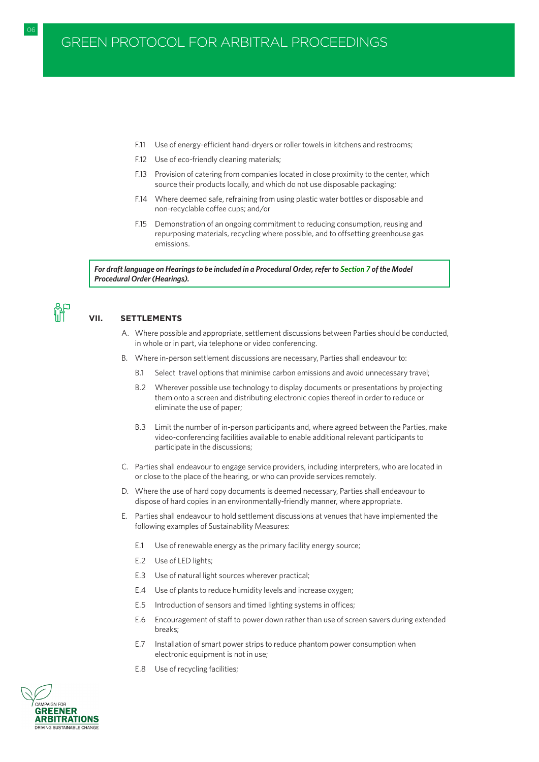F.11 Use of energy-efficient hand-dryers or roller towels in kitchens and restrooms;

F.12 Use of eco-friendly cleaning materials;

F.13 Provision of catering from companies located in close proximity to the center, which source their products locally, and which do not use disposable packaging;

F.14 Where deemed safe, refraining from using plastic water bottles or disposable and non-recyclable coffee cups; and/or

F.15 Demonstration of an ongoing commitment to reducing consumption, reusing and repurposing materials, recycling where possible, and to offsetting greenhouse gas emissions.

> ***For draft language on Hearings to be included in a Procedural Order, refer to Section 7 of the Model Procedural Order (Hearings).***

## VII. SETTLEMENTS

A. Where possible and appropriate, settlement discussions between Parties should be conducted, in whole or in part, via telephone or video conferencing.

B. Where in-person settlement discussions are necessary, Parties shall endeavour to:

B.1 Select travel options that minimise carbon emissions and avoid unnecessary travel;

B.2 Wherever possible use technology to display documents or presentations by projecting them onto a screen and distributing electronic copies thereof in order to reduce or eliminate the use of paper;

B.3 Limit the number of in-person participants and, where agreed between the Parties, make video-conferencing facilities available to enable additional relevant participants to participate in the discussions;

C. Parties shall endeavour to engage service providers, including interpreters, who are located in or close to the place of the hearing, or who can provide services remotely.

D. Where the use of hard copy documents is deemed necessary, Parties shall endeavour to dispose of hard copies in an environmentally-friendly manner, where appropriate.

E. Parties shall endeavour to hold settlement discussions at venues that have implemented the following examples of Sustainability Measures:

E.1 Use of renewable energy as the primary facility energy source;

E.2 Use of LED lights;

E.3 Use of natural light sources wherever practical;

E.4 Use of plants to reduce humidity levels and increase oxygen;

E.5 Introduction of sensors and timed lighting systems in offices;

E.6 Encouragement of staff to power down rather than use of screen savers during extended breaks;

E.7 Installation of smart power strips to reduce phantom power consumption when electronic equipment is not in use;

E.8 Use of recycling facilities;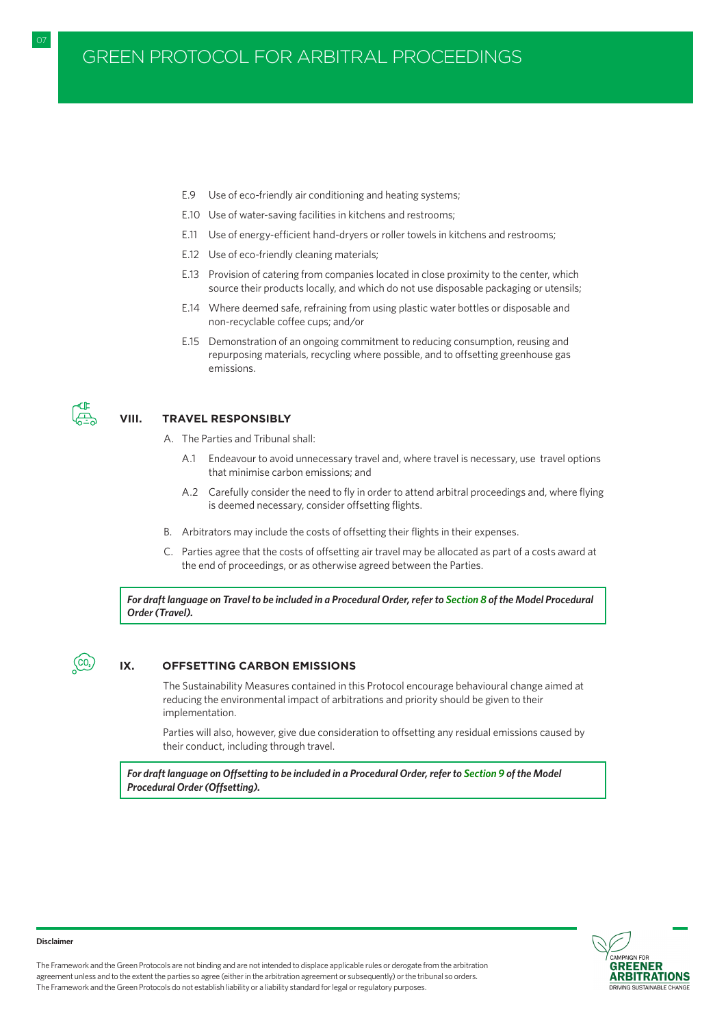E.9 Use of eco-friendly air conditioning and heating systems;

E.10 Use of water-saving facilities in kitchens and restrooms;

E.11 Use of energy-efficient hand-dryers or roller towels in kitchens and restrooms;

E.12 Use of eco-friendly cleaning materials;

E.13 Provision of catering from companies located in close proximity to the center, which source their products locally, and which do not use disposable packaging or utensils;

E.14 Where deemed safe, refraining from using plastic water bottles or disposable and non-recyclable coffee cups; and/or

E.15 Demonstration of an ongoing commitment to reducing consumption, reusing and repurposing materials, recycling where possible, and to offsetting greenhouse gas emissions.

## VIII. TRAVEL RESPONSIBLY

A. The Parties and Tribunal shall:

A.1 Endeavour to avoid unnecessary travel and, where travel is necessary, use travel options that minimise carbon emissions; and

A.2 Carefully consider the need to fly in order to attend arbitral proceedings and, where flying is deemed necessary, consider offsetting flights.

B. Arbitrators may include the costs of offsetting their flights in their expenses.

C. Parties agree that the costs of offsetting air travel may be allocated as part of a costs award at the end of proceedings, or as otherwise agreed between the Parties.

***For draft language on Travel to be included in a Procedural Order, refer to Section 8 of the Model Procedural Order (Travel).***

## IX. OFFSETTING CARBON EMISSIONS

The Sustainability Measures contained in this Protocol encourage behavioural change aimed at reducing the environmental impact of arbitrations and priority should be given to their implementation.

Parties will also, however, give due consideration to offsetting any residual emissions caused by their conduct, including through travel.

***For draft language on Offsetting to be included in a Procedural Order, refer to Section 9 of the Model Procedural Order (Offsetting).***

**Disclaimer**

The Framework and the Green Protocols are not binding and are not intended to displace applicable rules or derogate from the arbitration agreement unless and to the extent the parties so agree (either in the arbitration agreement or subsequently) or the tribunal so orders. The Framework and the Green Protocols do not establish liability or a liability standard for legal or regulatory purposes.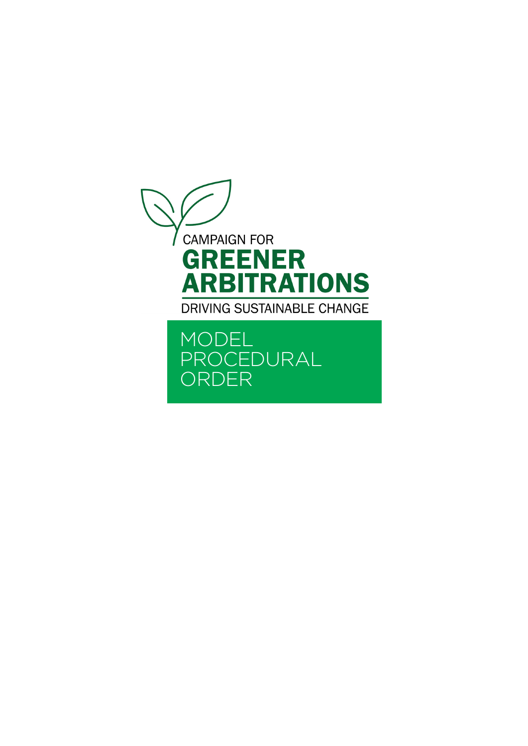CAMPAIGN FOR

# GREENER ARBITRATIONS

DRIVING SUSTAINABLE CHANGE

# MODEL PROCEDURAL ORDER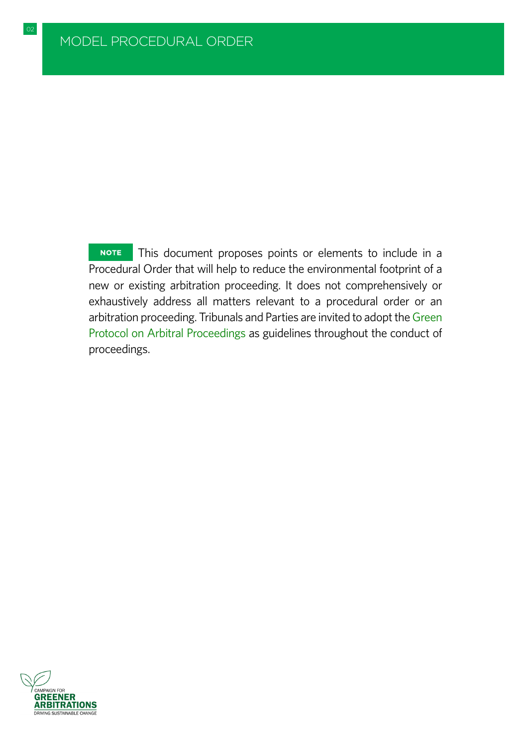**NOTE** This document proposes points or elements to include in a Procedural Order that will help to reduce the environmental footprint of a new or existing arbitration proceeding. It does not comprehensively or exhaustively address all matters relevant to a procedural order or an arbitration proceeding. Tribunals and Parties are invited to adopt the Green Protocol on Arbitral Proceedings as guidelines throughout the conduct of proceedings.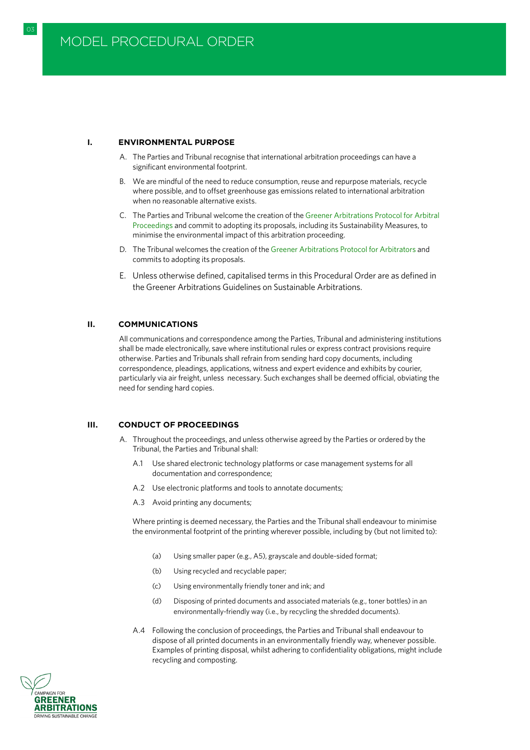# MODEL PROCEDURAL ORDER

## I. ENVIRONMENTAL PURPOSE

A. The Parties and Tribunal recognise that international arbitration proceedings can have a significant environmental footprint.

B. We are mindful of the need to reduce consumption, reuse and repurpose materials, recycle where possible, and to offset greenhouse gas emissions related to international arbitration when no reasonable alternative exists.

C. The Parties and Tribunal welcome the creation of the Greener Arbitrations Protocol for Arbitral Proceedings and commit to adopting its proposals, including its Sustainability Measures, to minimise the environmental impact of this arbitration proceeding.

D. The Tribunal welcomes the creation of the Greener Arbitrations Protocol for Arbitrators and commits to adopting its proposals.

E. Unless otherwise defined, capitalised terms in this Procedural Order are as defined in the Greener Arbitrations Guidelines on Sustainable Arbitrations.

## II. COMMUNICATIONS

All communications and correspondence among the Parties, Tribunal and administering institutions shall be made electronically, save where institutional rules or express contract provisions require otherwise. Parties and Tribunals shall refrain from sending hard copy documents, including correspondence, pleadings, applications, witness and expert evidence and exhibits by courier, particularly via air freight, unless necessary. Such exchanges shall be deemed official, obviating the need for sending hard copies.

## III. CONDUCT OF PROCEEDINGS

A. Throughout the proceedings, and unless otherwise agreed by the Parties or ordered by the Tribunal, the Parties and Tribunal shall:

A.1 Use shared electronic technology platforms or case management systems for all documentation and correspondence;

A.2 Use electronic platforms and tools to annotate documents;

A.3 Avoid printing any documents;

Where printing is deemed necessary, the Parties and the Tribunal shall endeavour to minimise the environmental footprint of the printing wherever possible, including by (but not limited to):

(a) Using smaller paper (e.g., A5), grayscale and double-sided format;

(b) Using recycled and recyclable paper;

(c) Using environmentally friendly toner and ink; and

(d) Disposing of printed documents and associated materials (e.g., toner bottles) in an environmentally-friendly way (i.e., by recycling the shredded documents).

A.4 Following the conclusion of proceedings, the Parties and Tribunal shall endeavour to dispose of all printed documents in an environmentally friendly way, whenever possible. Examples of printing disposal, whilst adhering to confidentiality obligations, might include recycling and composting.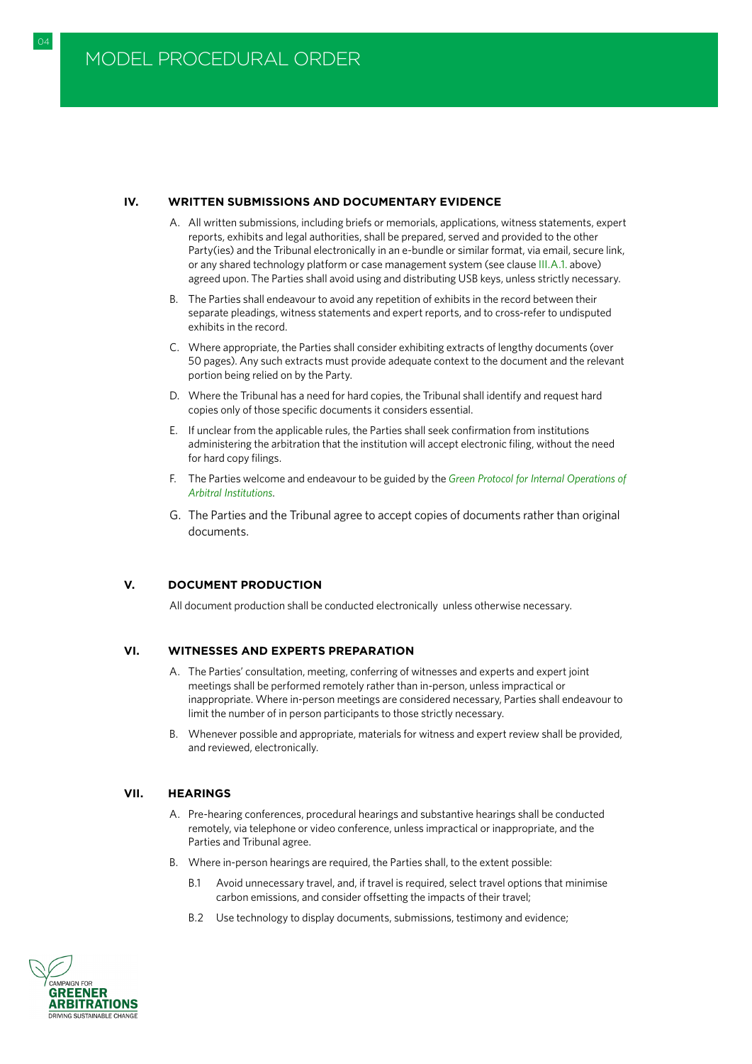# MODEL PROCEDURAL ORDER

## IV. WRITTEN SUBMISSIONS AND DOCUMENTARY EVIDENCE

A. All written submissions, including briefs or memorials, applications, witness statements, expert reports, exhibits and legal authorities, shall be prepared, served and provided to the other Party(ies) and the Tribunal electronically in an e-bundle or similar format, via email, secure link, or any shared technology platform or case management system (see clause III.A.1. above) agreed upon. The Parties shall avoid using and distributing USB keys, unless strictly necessary.

B. The Parties shall endeavour to avoid any repetition of exhibits in the record between their separate pleadings, witness statements and expert reports, and to cross-refer to undisputed exhibits in the record.

C. Where appropriate, the Parties shall consider exhibiting extracts of lengthy documents (over 50 pages). Any such extracts must provide adequate context to the document and the relevant portion being relied on by the Party.

D. Where the Tribunal has a need for hard copies, the Tribunal shall identify and request hard copies only of those specific documents it considers essential.

E. If unclear from the applicable rules, the Parties shall seek confirmation from institutions administering the arbitration that the institution will accept electronic filing, without the need for hard copy filings.

F. The Parties welcome and endeavour to be guided by the *Green Protocol for Internal Operations of Arbitral Institutions*.

G. The Parties and the Tribunal agree to accept copies of documents rather than original documents.

## V. DOCUMENT PRODUCTION

All document production shall be conducted electronically unless otherwise necessary.

## VI. WITNESSES AND EXPERTS PREPARATION

A. The Parties' consultation, meeting, conferring of witnesses and experts and expert joint meetings shall be performed remotely rather than in-person, unless impractical or inappropriate. Where in-person meetings are considered necessary, Parties shall endeavour to limit the number of in person participants to those strictly necessary.

B. Whenever possible and appropriate, materials for witness and expert review shall be provided, and reviewed, electronically.

## VII. HEARINGS

A. Pre-hearing conferences, procedural hearings and substantive hearings shall be conducted remotely, via telephone or video conference, unless impractical or inappropriate, and the Parties and Tribunal agree.

B. Where in-person hearings are required, the Parties shall, to the extent possible:

B.1 Avoid unnecessary travel, and, if travel is required, select travel options that minimise carbon emissions, and consider offsetting the impacts of their travel;

B.2 Use technology to display documents, submissions, testimony and evidence;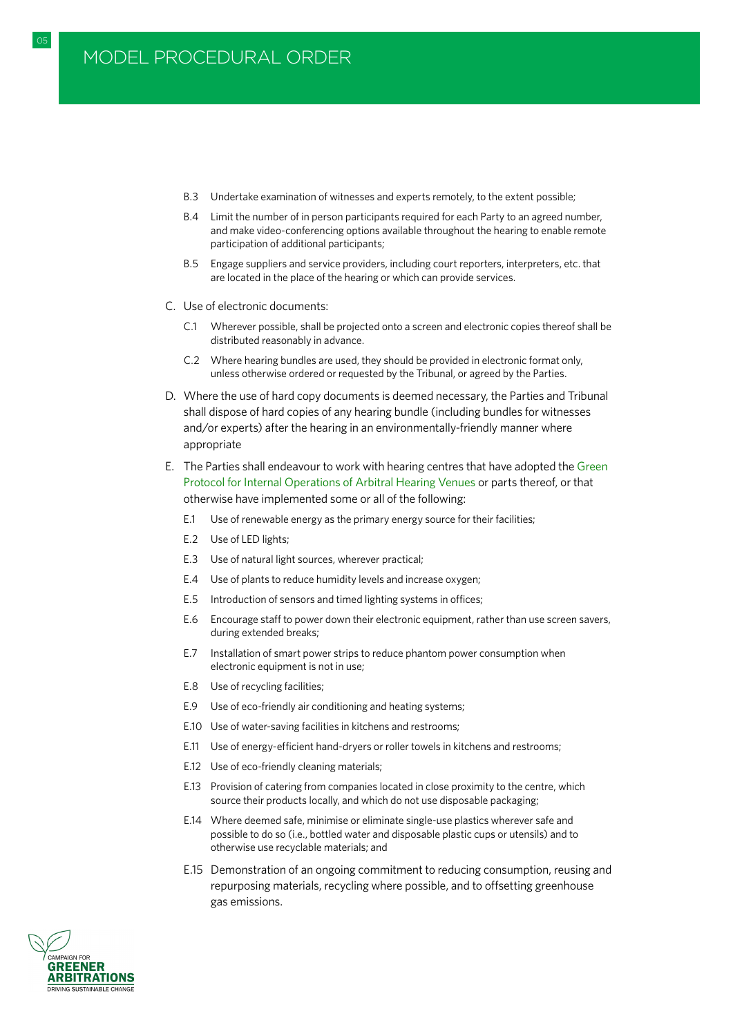B.3 Undertake examination of witnesses and experts remotely, to the extent possible;

B.4 Limit the number of in person participants required for each Party to an agreed number, and make video-conferencing options available throughout the hearing to enable remote participation of additional participants;

B.5 Engage suppliers and service providers, including court reporters, interpreters, etc. that are located in the place of the hearing or which can provide services.

C. Use of electronic documents:

C.1 Wherever possible, shall be projected onto a screen and electronic copies thereof shall be distributed reasonably in advance.

C.2 Where hearing bundles are used, they should be provided in electronic format only, unless otherwise ordered or requested by the Tribunal, or agreed by the Parties.

D. Where the use of hard copy documents is deemed necessary, the Parties and Tribunal shall dispose of hard copies of any hearing bundle (including bundles for witnesses and/or experts) after the hearing in an environmentally-friendly manner where appropriate

E. The Parties shall endeavour to work with hearing centres that have adopted the Green Protocol for Internal Operations of Arbitral Hearing Venues or parts thereof, or that otherwise have implemented some or all of the following:

E.1 Use of renewable energy as the primary energy source for their facilities;

E.2 Use of LED lights;

E.3 Use of natural light sources, wherever practical;

E.4 Use of plants to reduce humidity levels and increase oxygen;

E.5 Introduction of sensors and timed lighting systems in offices;

E.6 Encourage staff to power down their electronic equipment, rather than use screen savers, during extended breaks;

E.7 Installation of smart power strips to reduce phantom power consumption when electronic equipment is not in use;

E.8 Use of recycling facilities;

E.9 Use of eco-friendly air conditioning and heating systems;

E.10 Use of water-saving facilities in kitchens and restrooms;

E.11 Use of energy-efficient hand-dryers or roller towels in kitchens and restrooms;

E.12 Use of eco-friendly cleaning materials;

E.13 Provision of catering from companies located in close proximity to the centre, which source their products locally, and which do not use disposable packaging;

E.14 Where deemed safe, minimise or eliminate single-use plastics wherever safe and possible to do so (i.e., bottled water and disposable plastic cups or utensils) and to otherwise use recyclable materials; and

E.15 Demonstration of an ongoing commitment to reducing consumption, reusing and repurposing materials, recycling where possible, and to offsetting greenhouse gas emissions.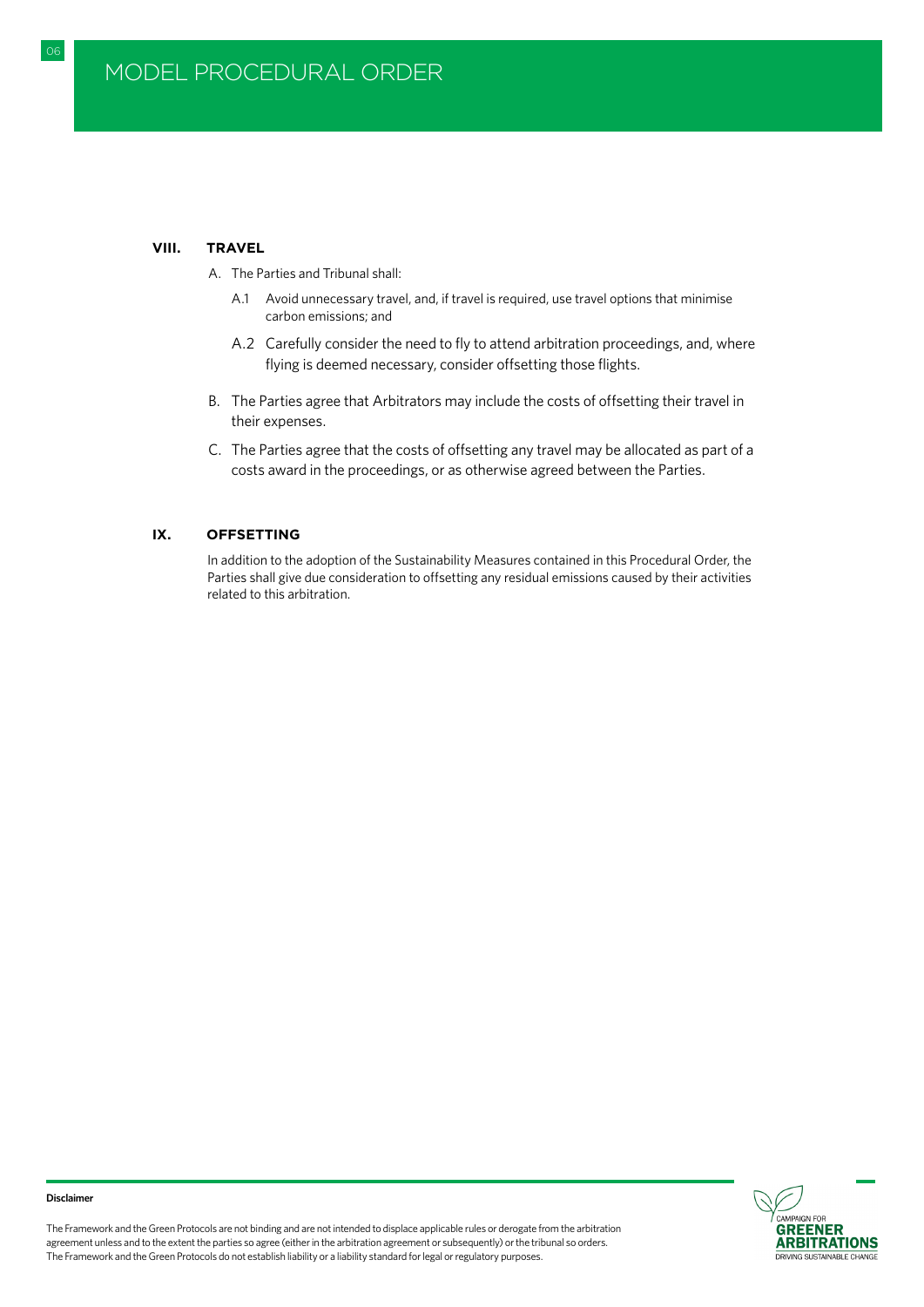## VIII. TRAVEL

A. The Parties and Tribunal shall:

A.1 Avoid unnecessary travel, and, if travel is required, use travel options that minimise carbon emissions; and

A.2 Carefully consider the need to fly to attend arbitration proceedings, and, where flying is deemed necessary, consider offsetting those flights.

B. The Parties agree that Arbitrators may include the costs of offsetting their travel in their expenses.

C. The Parties agree that the costs of offsetting any travel may be allocated as part of a costs award in the proceedings, or as otherwise agreed between the Parties.

## IX. OFFSETTING

In addition to the adoption of the Sustainability Measures contained in this Procedural Order, the Parties shall give due consideration to offsetting any residual emissions caused by their activities related to this arbitration.

**Disclaimer**

The Framework and the Green Protocols are not binding and are not intended to displace applicable rules or derogate from the arbitration agreement unless and to the extent the parties so agree (either in the arbitration agreement or subsequently) or the tribunal so orders. The Framework and the Green Protocols do not establish liability or a liability standard for legal or regulatory purposes.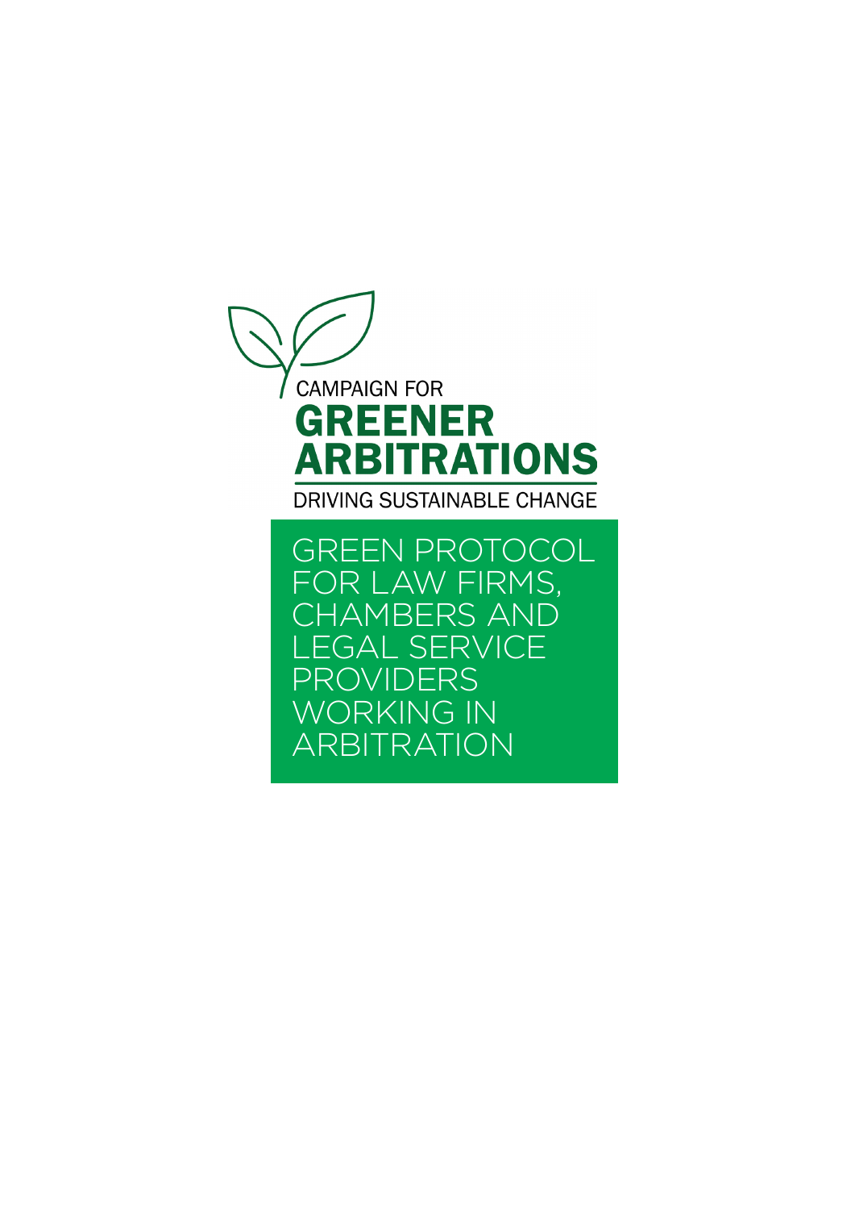CAMPAIGN FOR

# GREENER ARBITRATIONS

DRIVING SUSTAINABLE CHANGE

## GREEN PROTOCOL FOR LAW FIRMS, CHAMBERS AND LEGAL SERVICE PROVIDERS WORKING IN ARBITRATION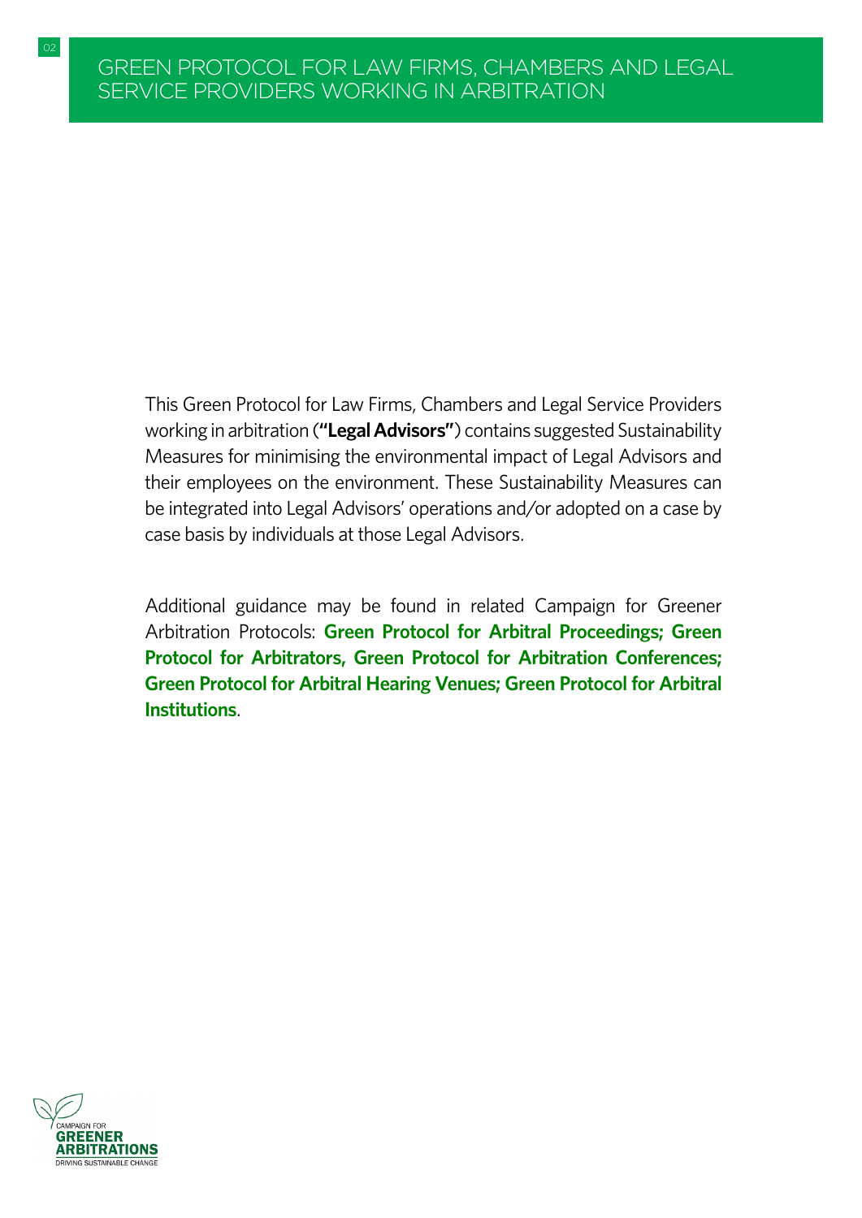# GREEN PROTOCOL FOR LAW FIRMS, CHAMBERS AND LEGAL SERVICE PROVIDERS WORKING IN ARBITRATION

This Green Protocol for Law Firms, Chambers and Legal Service Providers working in arbitration (**"Legal Advisors"**) contains suggested Sustainability Measures for minimising the environmental impact of Legal Advisors and their employees on the environment. These Sustainability Measures can be integrated into Legal Advisors' operations and/or adopted on a case by case basis by individuals at those Legal Advisors.

Additional guidance may be found in related Campaign for Greener Arbitration Protocols: **Green Protocol for Arbitral Proceedings; Green Protocol for Arbitrators, Green Protocol for Arbitration Conferences; Green Protocol for Arbitral Hearing Venues; Green Protocol for Arbitral Institutions**.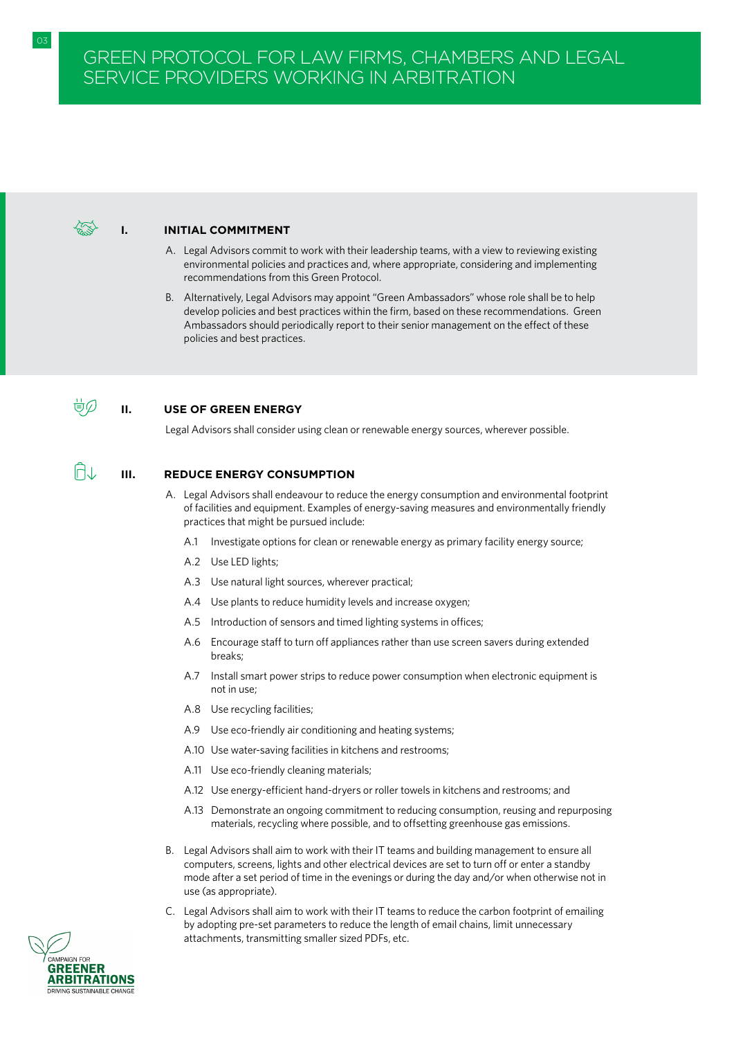# GREEN PROTOCOL FOR LAW FIRMS, CHAMBERS AND LEGAL SERVICE PROVIDERS WORKING IN ARBITRATION

## I. INITIAL COMMITMENT

A. Legal Advisors commit to work with their leadership teams, with a view to reviewing existing environmental policies and practices and, where appropriate, considering and implementing recommendations from this Green Protocol.

B. Alternatively, Legal Advisors may appoint "Green Ambassadors" whose role shall be to help develop policies and best practices within the firm, based on these recommendations. Green Ambassadors should periodically report to their senior management on the effect of these policies and best practices.

## II. USE OF GREEN ENERGY

Legal Advisors shall consider using clean or renewable energy sources, wherever possible.

## III. REDUCE ENERGY CONSUMPTION

A. Legal Advisors shall endeavour to reduce the energy consumption and environmental footprint of facilities and equipment. Examples of energy-saving measures and environmentally friendly practices that might be pursued include:

- A.1 Investigate options for clean or renewable energy as primary facility energy source;
- A.2 Use LED lights;
- A.3 Use natural light sources, wherever practical;
- A.4 Use plants to reduce humidity levels and increase oxygen;
- A.5 Introduction of sensors and timed lighting systems in offices;
- A.6 Encourage staff to turn off appliances rather than use screen savers during extended breaks;
- A.7 Install smart power strips to reduce power consumption when electronic equipment is not in use;
- A.8 Use recycling facilities;
- A.9 Use eco-friendly air conditioning and heating systems;
- A.10 Use water-saving facilities in kitchens and restrooms;
- A.11 Use eco-friendly cleaning materials;
- A.12 Use energy-efficient hand-dryers or roller towels in kitchens and restrooms; and
- A.13 Demonstrate an ongoing commitment to reducing consumption, reusing and repurposing materials, recycling where possible, and to offsetting greenhouse gas emissions.

B. Legal Advisors shall aim to work with their IT teams and building management to ensure all computers, screens, lights and other electrical devices are set to turn off or enter a standby mode after a set period of time in the evenings or during the day and/or when otherwise not in use (as appropriate).

C. Legal Advisors shall aim to work with their IT teams to reduce the carbon footprint of emailing by adopting pre-set parameters to reduce the length of email chains, limit unnecessary attachments, transmitting smaller sized PDFs, etc.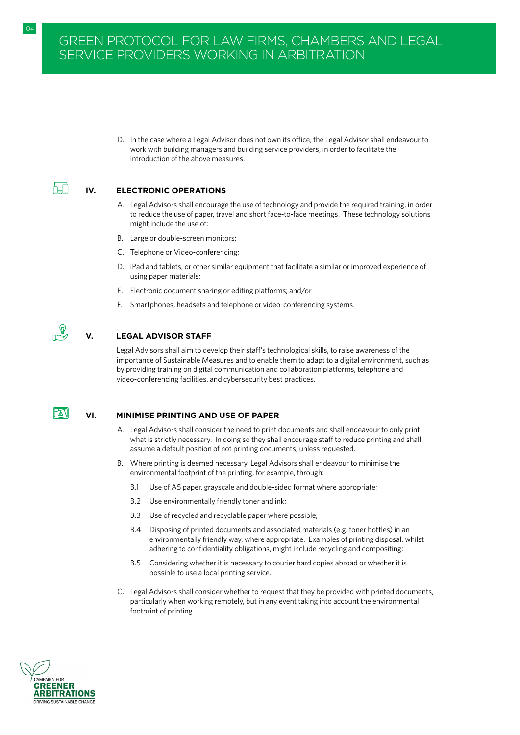D. In the case where a Legal Advisor does not own its office, the Legal Advisor shall endeavour to work with building managers and building service providers, in order to facilitate the introduction of the above measures.

## IV. ELECTRONIC OPERATIONS

A. Legal Advisors shall encourage the use of technology and provide the required training, in order to reduce the use of paper, travel and short face-to-face meetings. These technology solutions might include the use of:

B. Large or double-screen monitors;

C. Telephone or Video-conferencing;

D. iPad and tablets, or other similar equipment that facilitate a similar or improved experience of using paper materials;

E. Electronic document sharing or editing platforms; and/or

F. Smartphones, headsets and telephone or video-conferencing systems.

## V. LEGAL ADVISOR STAFF

Legal Advisors shall aim to develop their staff's technological skills, to raise awareness of the importance of Sustainable Measures and to enable them to adapt to a digital environment, such as by providing training on digital communication and collaboration platforms, telephone and video-conferencing facilities, and cybersecurity best practices.

## VI. MINIMISE PRINTING AND USE OF PAPER

A. Legal Advisors shall consider the need to print documents and shall endeavour to only print what is strictly necessary. In doing so they shall encourage staff to reduce printing and shall assume a default position of not printing documents, unless requested.

B. Where printing is deemed necessary, Legal Advisors shall endeavour to minimise the environmental footprint of the printing, for example, through:

B.1 Use of A5 paper, grayscale and double-sided format where appropriate;

B.2 Use environmentally friendly toner and ink;

B.3 Use of recycled and recyclable paper where possible;

B.4 Disposing of printed documents and associated materials (e.g. toner bottles) in an environmentally friendly way, where appropriate. Examples of printing disposal, whilst adhering to confidentiality obligations, might include recycling and compositing;

B.5 Considering whether it is necessary to courier hard copies abroad or whether it is possible to use a local printing service.

C. Legal Advisors shall consider whether to request that they be provided with printed documents, particularly when working remotely, but in any event taking into account the environmental footprint of printing.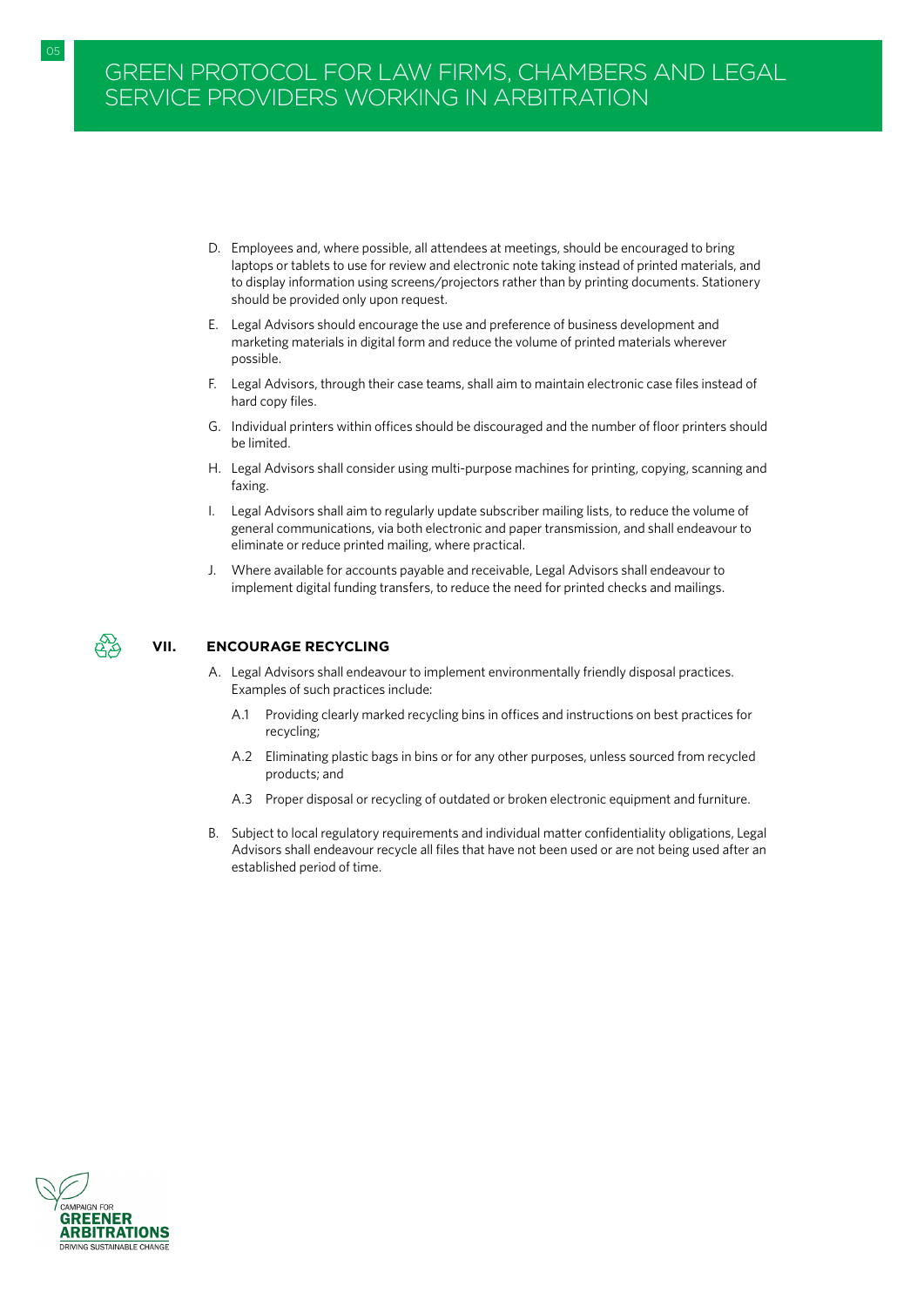D. Employees and, where possible, all attendees at meetings, should be encouraged to bring laptops or tablets to use for review and electronic note taking instead of printed materials, and to display information using screens/projectors rather than by printing documents. Stationery should be provided only upon request.

E. Legal Advisors should encourage the use and preference of business development and marketing materials in digital form and reduce the volume of printed materials wherever possible.

F. Legal Advisors, through their case teams, shall aim to maintain electronic case files instead of hard copy files.

G. Individual printers within offices should be discouraged and the number of floor printers should be limited.

H. Legal Advisors shall consider using multi-purpose machines for printing, copying, scanning and faxing.

I. Legal Advisors shall aim to regularly update subscriber mailing lists, to reduce the volume of general communications, via both electronic and paper transmission, and shall endeavour to eliminate or reduce printed mailing, where practical.

J. Where available for accounts payable and receivable, Legal Advisors shall endeavour to implement digital funding transfers, to reduce the need for printed checks and mailings.

## VII. ENCOURAGE RECYCLING

A. Legal Advisors shall endeavour to implement environmentally friendly disposal practices. Examples of such practices include:

A.1 Providing clearly marked recycling bins in offices and instructions on best practices for recycling;

A.2 Eliminating plastic bags in bins or for any other purposes, unless sourced from recycled products; and

A.3 Proper disposal or recycling of outdated or broken electronic equipment and furniture.

B. Subject to local regulatory requirements and individual matter confidentiality obligations, Legal Advisors shall endeavour recycle all files that have not been used or are not being used after an established period of time.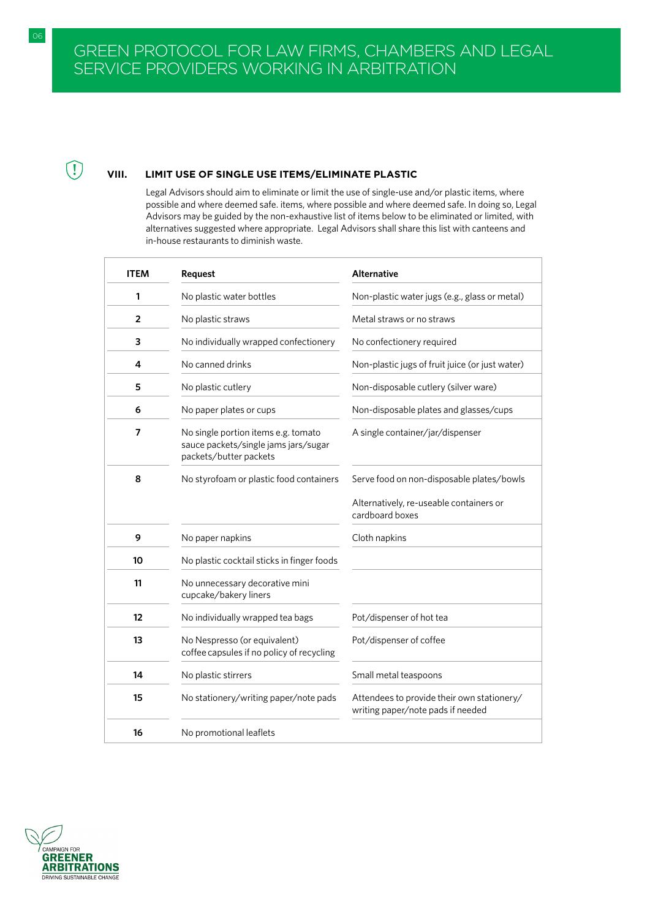## VIII. LIMIT USE OF SINGLE USE ITEMS/ELIMINATE PLASTIC

Legal Advisors should aim to eliminate or limit the use of single-use and/or plastic items, where possible and where deemed safe. items, where possible and where deemed safe. In doing so, Legal Advisors may be guided by the non-exhaustive list of items below to be eliminated or limited, with alternatives suggested where appropriate. Legal Advisors shall share this list with canteens and in-house restaurants to diminish waste.

| ITEM | Request | Alternative |
|---|---|---|
| 1 | No plastic water bottles | Non-plastic water jugs (e.g., glass or metal) |
| 2 | No plastic straws | Metal straws or no straws |
| 3 | No individually wrapped confectionery | No confectionery required |
| 4 | No canned drinks | Non-plastic jugs of fruit juice (or just water) |
| 5 | No plastic cutlery | Non-disposable cutlery (silver ware) |
| 6 | No paper plates or cups | Non-disposable plates and glasses/cups |
| 7 | No single portion items e.g. tomato sauce packets/single jams jars/sugar packets/butter packets | A single container/jar/dispenser |
| 8 | No styrofoam or plastic food containers | Serve food on non-disposable plates/bowls<br><br>Alternatively, re-useable containers or cardboard boxes |
| 9 | No paper napkins | Cloth napkins |
| 10 | No plastic cocktail sticks in finger foods | |
| 11 | No unnecessary decorative mini cupcake/bakery liners | |
| 12 | No individually wrapped tea bags | Pot/dispenser of hot tea |
| 13 | No Nespresso (or equivalent) coffee capsules if no policy of recycling | Pot/dispenser of coffee |
| 14 | No plastic stirrers | Small metal teaspoons |
| 15 | No stationery/writing paper/note pads | Attendees to provide their own stationery/ writing paper/note pads if needed |
| 16 | No promotional leaflets | |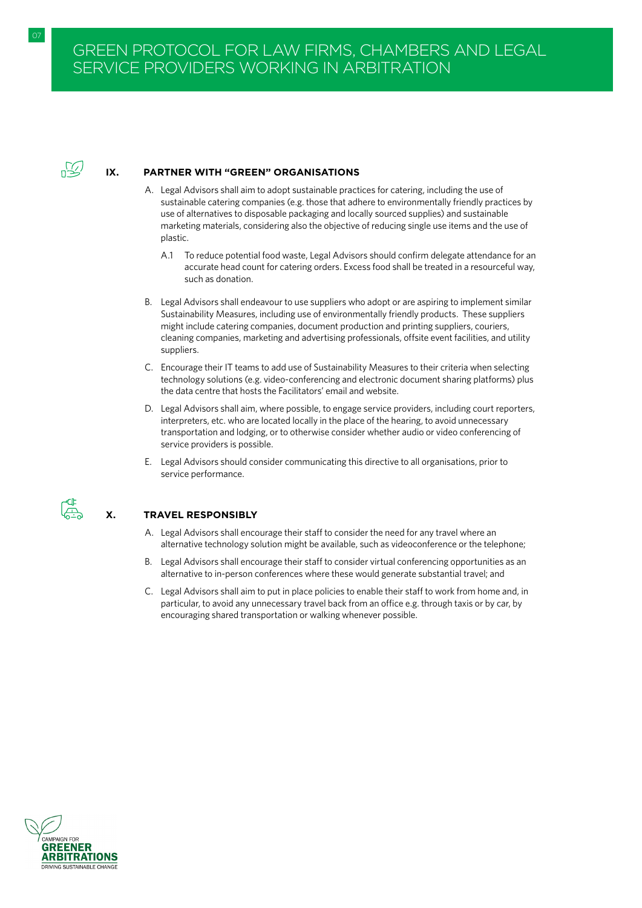## IX. PARTNER WITH "GREEN" ORGANISATIONS

A. Legal Advisors shall aim to adopt sustainable practices for catering, including the use of sustainable catering companies (e.g. those that adhere to environmentally friendly practices by use of alternatives to disposable packaging and locally sourced supplies) and sustainable marketing materials, considering also the objective of reducing single use items and the use of plastic.

A.1 To reduce potential food waste, Legal Advisors should confirm delegate attendance for an accurate head count for catering orders. Excess food shall be treated in a resourceful way, such as donation.

B. Legal Advisors shall endeavour to use suppliers who adopt or are aspiring to implement similar Sustainability Measures, including use of environmentally friendly products. These suppliers might include catering companies, document production and printing suppliers, couriers, cleaning companies, marketing and advertising professionals, offsite event facilities, and utility suppliers.

C. Encourage their IT teams to add use of Sustainability Measures to their criteria when selecting technology solutions (e.g. video-conferencing and electronic document sharing platforms) plus the data centre that hosts the Facilitators' email and website.

D. Legal Advisors shall aim, where possible, to engage service providers, including court reporters, interpreters, etc. who are located locally in the place of the hearing, to avoid unnecessary transportation and lodging, or to otherwise consider whether audio or video conferencing of service providers is possible.

E. Legal Advisors should consider communicating this directive to all organisations, prior to service performance.

## X. TRAVEL RESPONSIBLY

A. Legal Advisors shall encourage their staff to consider the need for any travel where an alternative technology solution might be available, such as videoconference or the telephone;

B. Legal Advisors shall encourage their staff to consider virtual conferencing opportunities as an alternative to in-person conferences where these would generate substantial travel; and

C. Legal Advisors shall aim to put in place policies to enable their staff to work from home and, in particular, to avoid any unnecessary travel back from an office e.g. through taxis or by car, by encouraging shared transportation or walking whenever possible.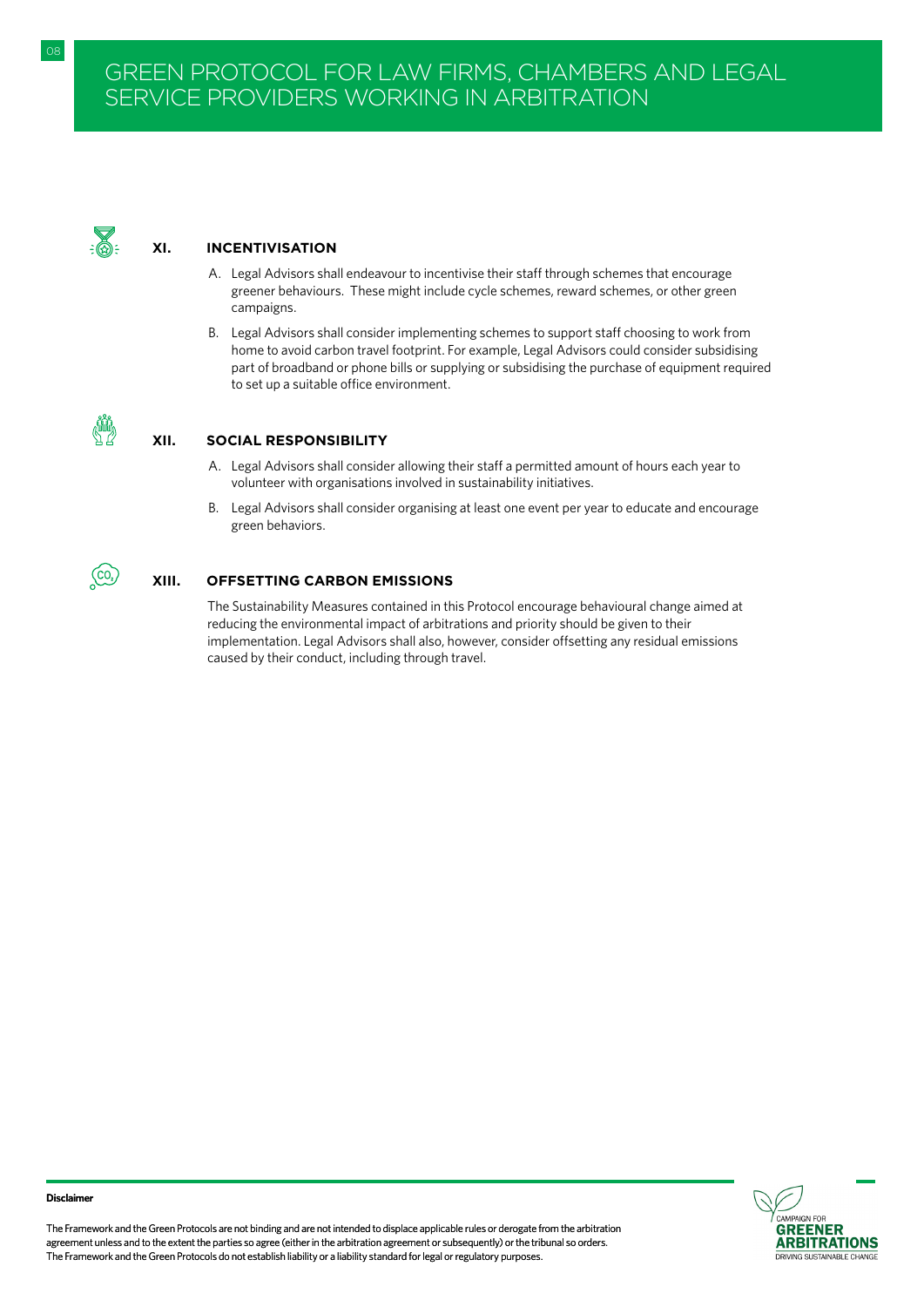# GREEN PROTOCOL FOR LAW FIRMS, CHAMBERS AND LEGAL SERVICE PROVIDERS WORKING IN ARBITRATION

## XI. INCENTIVISATION

A. Legal Advisors shall endeavour to incentivise their staff through schemes that encourage greener behaviours. These might include cycle schemes, reward schemes, or other green campaigns.

B. Legal Advisors shall consider implementing schemes to support staff choosing to work from home to avoid carbon travel footprint. For example, Legal Advisors could consider subsidising part of broadband or phone bills or supplying or subsidising the purchase of equipment required to set up a suitable office environment.

## XII. SOCIAL RESPONSIBILITY

A. Legal Advisors shall consider allowing their staff a permitted amount of hours each year to volunteer with organisations involved in sustainability initiatives.

B. Legal Advisors shall consider organising at least one event per year to educate and encourage green behaviors.

## XIII. OFFSETTING CARBON EMISSIONS

The Sustainability Measures contained in this Protocol encourage behavioural change aimed at reducing the environmental impact of arbitrations and priority should be given to their implementation. Legal Advisors shall also, however, consider offsetting any residual emissions caused by their conduct, including through travel.

**Disclaimer**

The Framework and the Green Protocols are not binding and are not intended to displace applicable rules or derogate from the arbitration agreement unless and to the extent the parties so agree (either in the arbitration agreement or subsequently) or the tribunal so orders. The Framework and the Green Protocols do not establish liability or a liability standard for legal or regulatory purposes.

CAMPAIGN FOR GREENER ARBITRATIONS
DRIVING SUSTAINABLE CHANGE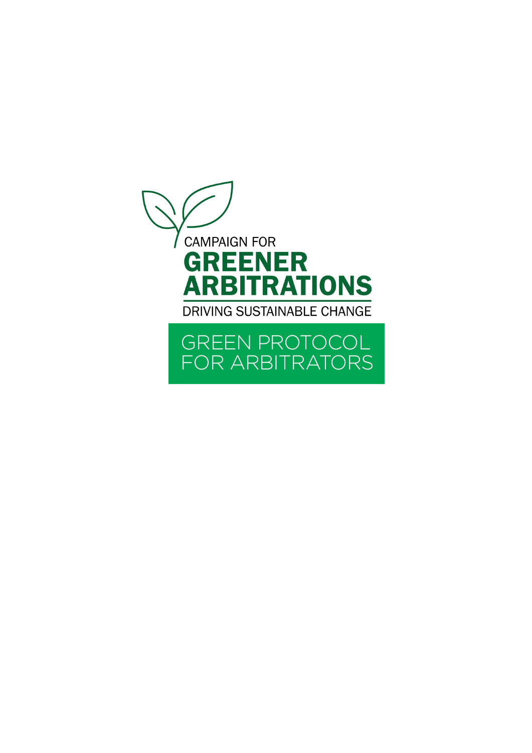CAMPAIGN FOR

# GREENER ARBITRATIONS

DRIVING SUSTAINABLE CHANGE

## GREEN PROTOCOL FOR ARBITRATORS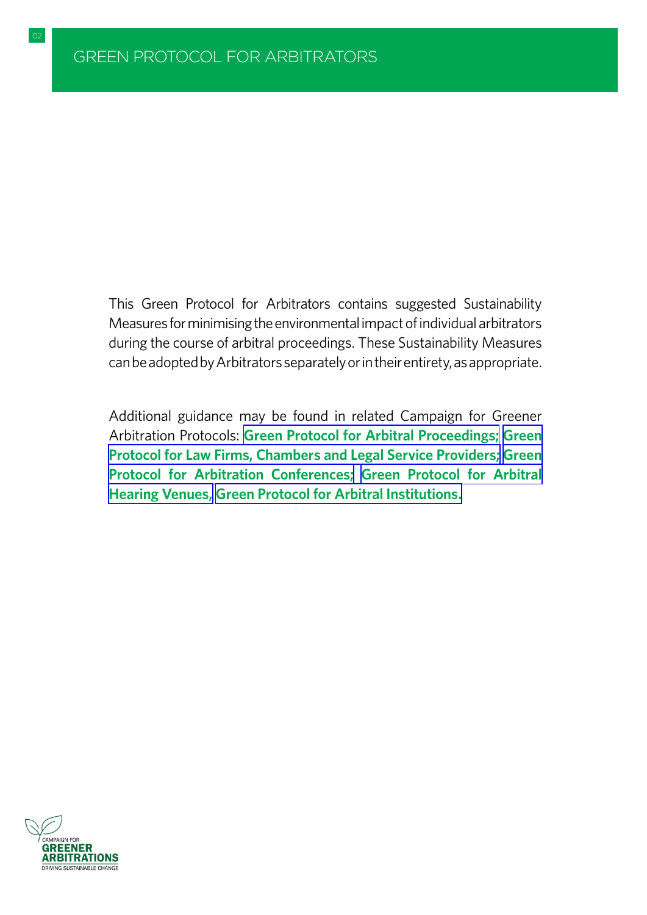This Green Protocol for Arbitrators contains suggested Sustainability Measures for minimising the environmental impact of individual arbitrators during the course of arbitral proceedings. These Sustainability Measures can be adopted by Arbitrators separately or in their entirety, as appropriate.

Additional guidance may be found in related Campaign for Greener Arbitration Protocols: **Green Protocol for Arbitral Proceedings; Green Protocol for Law Firms, Chambers and Legal Service Providers; Green Protocol for Arbitration Conferences; Green Protocol for Arbitral Hearing Venues, Green Protocol for Arbitral Institutions.**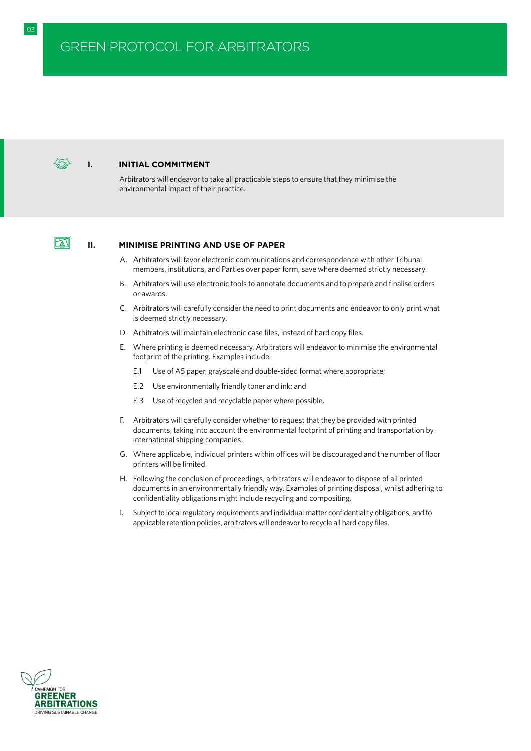# GREEN PROTOCOL FOR ARBITRATORS

## I. INITIAL COMMITMENT

Arbitrators will endeavor to take all practicable steps to ensure that they minimise the environmental impact of their practice.

## II. MINIMISE PRINTING AND USE OF PAPER

A. Arbitrators will favor electronic communications and correspondence with other Tribunal members, institutions, and Parties over paper form, save where deemed strictly necessary.

B. Arbitrators will use electronic tools to annotate documents and to prepare and finalise orders or awards.

C. Arbitrators will carefully consider the need to print documents and endeavor to only print what is deemed strictly necessary.

D. Arbitrators will maintain electronic case files, instead of hard copy files.

E. Where printing is deemed necessary, Arbitrators will endeavor to minimise the environmental footprint of the printing. Examples include:

E.1 Use of A5 paper, grayscale and double-sided format where appropriate;

E.2 Use environmentally friendly toner and ink; and

E.3 Use of recycled and recyclable paper where possible.

F. Arbitrators will carefully consider whether to request that they be provided with printed documents, taking into account the environmental footprint of printing and transportation by international shipping companies.

G. Where applicable, individual printers within offices will be discouraged and the number of floor printers will be limited.

H. Following the conclusion of proceedings, arbitrators will endeavor to dispose of all printed documents in an environmentally friendly way. Examples of printing disposal, whilst adhering to confidentiality obligations might include recycling and compositing.

I. Subject to local regulatory requirements and individual matter confidentiality obligations, and to applicable retention policies, arbitrators will endeavor to recycle all hard copy files.

CAMPAIGN FOR **GREENER ARBITRATIONS** DRIVING SUSTAINABLE CHANGE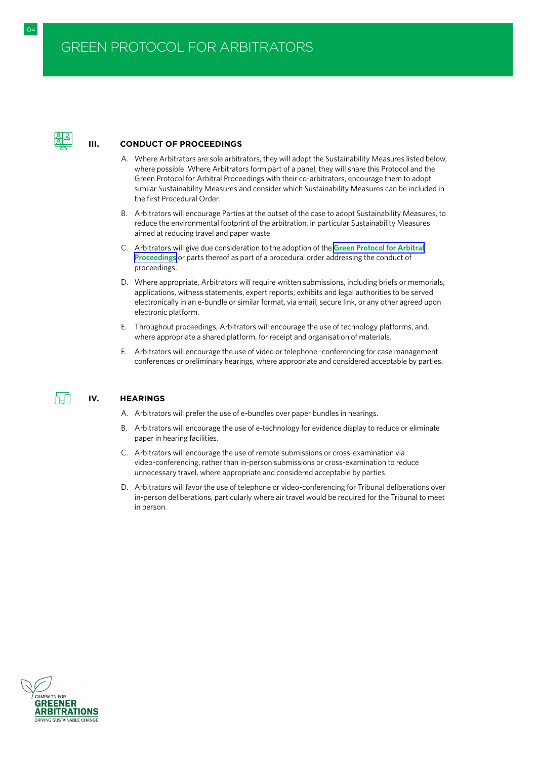# GREEN PROTOCOL FOR ARBITRATORS

## III. CONDUCT OF PROCEEDINGS

A. Where Arbitrators are sole arbitrators, they will adopt the Sustainability Measures listed below, where possible. Where Arbitrators form part of a panel, they will share this Protocol and the Green Protocol for Arbitral Proceedings with their co-arbitrators, encourage them to adopt similar Sustainability Measures and consider which Sustainability Measures can be included in the first Procedural Order.

B. Arbitrators will encourage Parties at the outset of the case to adopt Sustainability Measures, to reduce the environmental footprint of the arbitration, in particular Sustainability Measures aimed at reducing travel and paper waste.

C. Arbitrators will give due consideration to the adoption of the **Green Protocol for Arbitral Proceedings** or parts thereof as part of a procedural order addressing the conduct of proceedings.

D. Where appropriate, Arbitrators will require written submissions, including briefs or memorials, applications, witness statements, expert reports, exhibits and legal authorities to be served electronically in an e-bundle or similar format, via email, secure link, or any other agreed upon electronic platform.

E. Throughout proceedings, Arbitrators will encourage the use of technology platforms, and, where appropriate a shared platform, for receipt and organisation of materials.

F. Arbitrators will encourage the use of video or telephone -conferencing for case management conferences or preliminary hearings, where appropriate and considered acceptable by parties.

## IV. HEARINGS

A. Arbitrators will prefer the use of e-bundles over paper bundles in hearings.

B. Arbitrators will encourage the use of e-technology for evidence display to reduce or eliminate paper in hearing facilities.

C. Arbitrators will encourage the use of remote submissions or cross-examination via video-conferencing, rather than in-person submissions or cross-examination to reduce unnecessary travel, where appropriate and considered acceptable by parties.

D. Arbitrators will favor the use of telephone or video-conferencing for Tribunal deliberations over in-person deliberations, particularly where air travel would be required for the Tribunal to meet in person.

CAMPAIGN FOR **GREENER ARBITRATIONS** DRIVING SUSTAINABLE CHANGE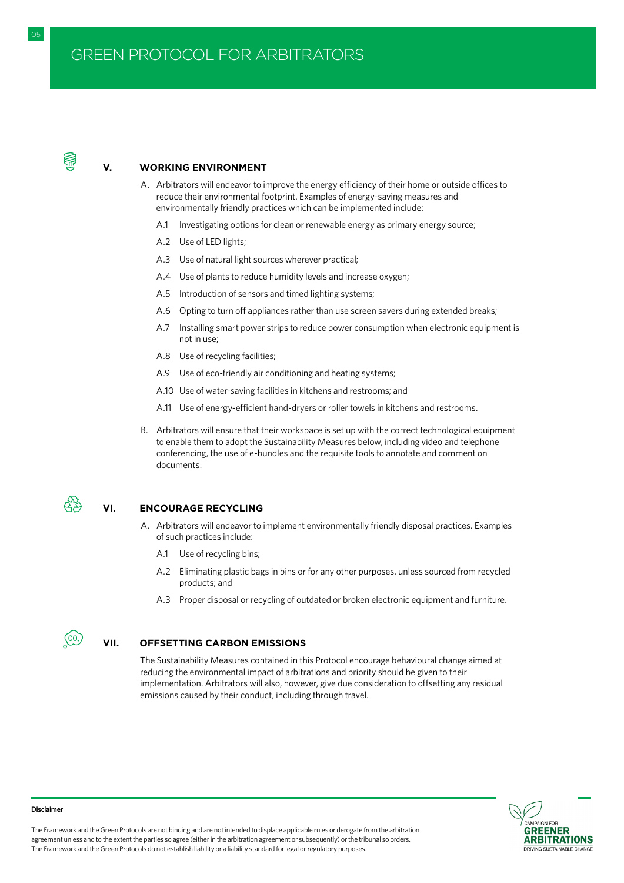# GREEN PROTOCOL FOR ARBITRATORS

## V. WORKING ENVIRONMENT

A. Arbitrators will endeavor to improve the energy efficiency of their home or outside offices to reduce their environmental footprint. Examples of energy-saving measures and environmentally friendly practices which can be implemented include:

- A.1 Investigating options for clean or renewable energy as primary energy source;
- A.2 Use of LED lights;
- A.3 Use of natural light sources wherever practical;
- A.4 Use of plants to reduce humidity levels and increase oxygen;
- A.5 Introduction of sensors and timed lighting systems;
- A.6 Opting to turn off appliances rather than use screen savers during extended breaks;
- A.7 Installing smart power strips to reduce power consumption when electronic equipment is not in use;
- A.8 Use of recycling facilities;
- A.9 Use of eco-friendly air conditioning and heating systems;
- A.10 Use of water-saving facilities in kitchens and restrooms; and
- A.11 Use of energy-efficient hand-dryers or roller towels in kitchens and restrooms.

B. Arbitrators will ensure that their workspace is set up with the correct technological equipment to enable them to adopt the Sustainability Measures below, including video and telephone conferencing, the use of e-bundles and the requisite tools to annotate and comment on documents.

## VI. ENCOURAGE RECYCLING

A. Arbitrators will endeavor to implement environmentally friendly disposal practices. Examples of such practices include:

- A.1 Use of recycling bins;
- A.2 Eliminating plastic bags in bins or for any other purposes, unless sourced from recycled products; and
- A.3 Proper disposal or recycling of outdated or broken electronic equipment and furniture.

## VII. OFFSETTING CARBON EMISSIONS

The Sustainability Measures contained in this Protocol encourage behavioural change aimed at reducing the environmental impact of arbitrations and priority should be given to their implementation. Arbitrators will also, however, give due consideration to offsetting any residual emissions caused by their conduct, including through travel.

**Disclaimer**

The Framework and the Green Protocols are not binding and are not intended to displace applicable rules or derogate from the arbitration agreement unless and to the extent the parties so agree (either in the arbitration agreement or subsequently) or the tribunal so orders. The Framework and the Green Protocols do not establish liability or a liability standard for legal or regulatory purposes.

CAMPAIGN FOR GREENER ARBITRATIONS
DRIVING SUSTAINABLE CHANGE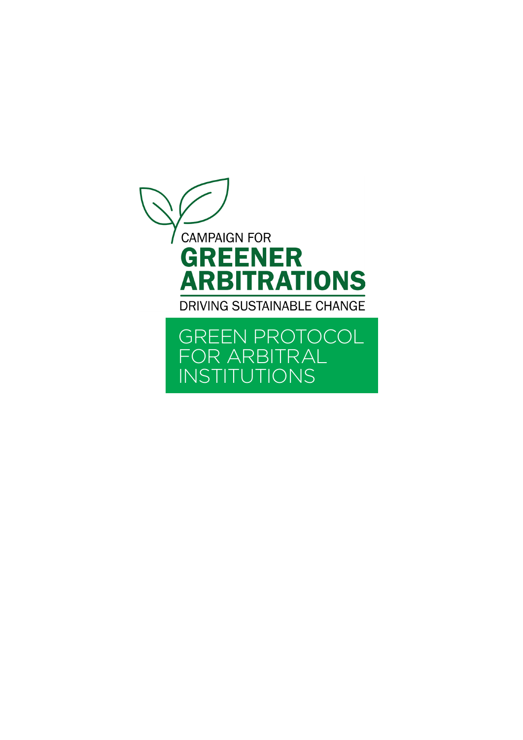CAMPAIGN FOR

# GREENER ARBITRATIONS

DRIVING SUSTAINABLE CHANGE

## GREEN PROTOCOL FOR ARBITRAL INSTITUTIONS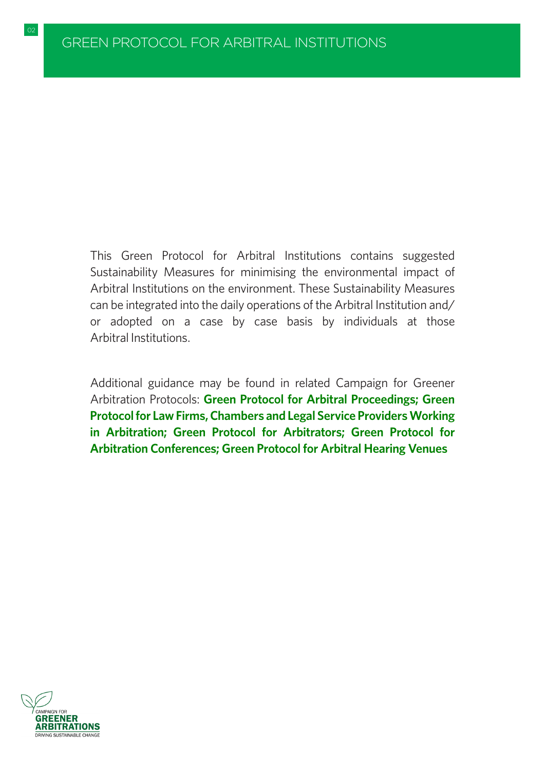# GREEN PROTOCOL FOR ARBITRAL INSTITUTIONS

This Green Protocol for Arbitral Institutions contains suggested Sustainability Measures for minimising the environmental impact of Arbitral Institutions on the environment. These Sustainability Measures can be integrated into the daily operations of the Arbitral Institution and/or adopted on a case by case basis by individuals at those Arbitral Institutions.

Additional guidance may be found in related Campaign for Greener Arbitration Protocols: **Green Protocol for Arbitral Proceedings; Green Protocol for Law Firms, Chambers and Legal Service Providers Working in Arbitration; Green Protocol for Arbitrators; Green Protocol for Arbitration Conferences; Green Protocol for Arbitral Hearing Venues**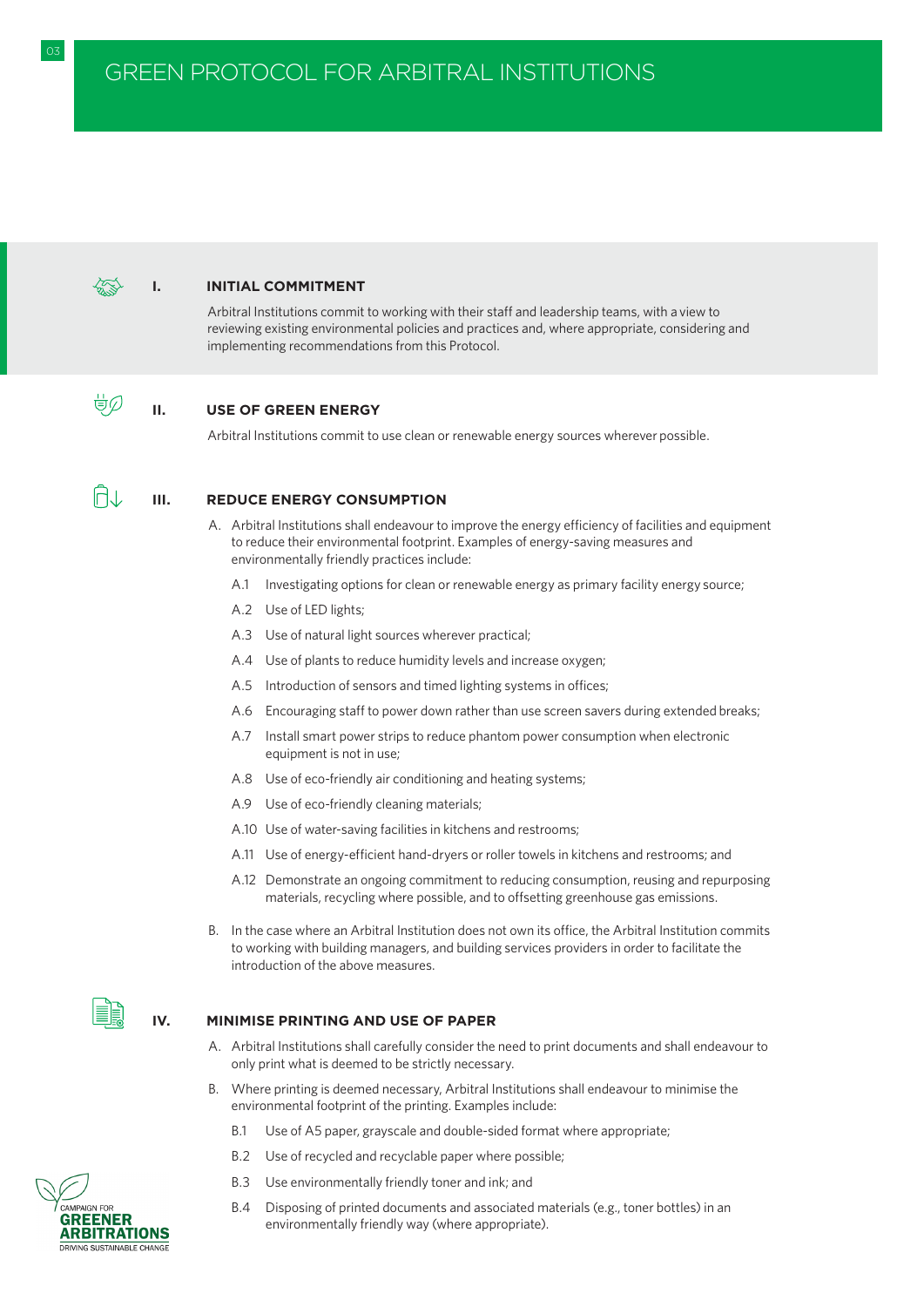# GREEN PROTOCOL FOR ARBITRAL INSTITUTIONS

## I. INITIAL COMMITMENT

Arbitral Institutions commit to working with their staff and leadership teams, with a view to reviewing existing environmental policies and practices and, where appropriate, considering and implementing recommendations from this Protocol.

## II. USE OF GREEN ENERGY

Arbitral Institutions commit to use clean or renewable energy sources wherever possible.

## III. REDUCE ENERGY CONSUMPTION

A. Arbitral Institutions shall endeavour to improve the energy efficiency of facilities and equipment to reduce their environmental footprint. Examples of energy-saving measures and environmentally friendly practices include:

- A.1 Investigating options for clean or renewable energy as primary facility energy source;
- A.2 Use of LED lights;
- A.3 Use of natural light sources wherever practical;
- A.4 Use of plants to reduce humidity levels and increase oxygen;
- A.5 Introduction of sensors and timed lighting systems in offices;
- A.6 Encouraging staff to power down rather than use screen savers during extended breaks;
- A.7 Install smart power strips to reduce phantom power consumption when electronic equipment is not in use;
- A.8 Use of eco-friendly air conditioning and heating systems;
- A.9 Use of eco-friendly cleaning materials;
- A.10 Use of water-saving facilities in kitchens and restrooms;
- A.11 Use of energy-efficient hand-dryers or roller towels in kitchens and restrooms; and
- A.12 Demonstrate an ongoing commitment to reducing consumption, reusing and repurposing materials, recycling where possible, and to offsetting greenhouse gas emissions.

B. In the case where an Arbitral Institution does not own its office, the Arbitral Institution commits to working with building managers, and building services providers in order to facilitate the introduction of the above measures.

## IV. MINIMISE PRINTING AND USE OF PAPER

A. Arbitral Institutions shall carefully consider the need to print documents and shall endeavour to only print what is deemed to be strictly necessary.

B. Where printing is deemed necessary, Arbitral Institutions shall endeavour to minimise the environmental footprint of the printing. Examples include:

- B.1 Use of A5 paper, grayscale and double-sided format where appropriate;
- B.2 Use of recycled and recyclable paper where possible;
- B.3 Use environmentally friendly toner and ink; and
- B.4 Disposing of printed documents and associated materials (e.g., toner bottles) in an environmentally friendly way (where appropriate).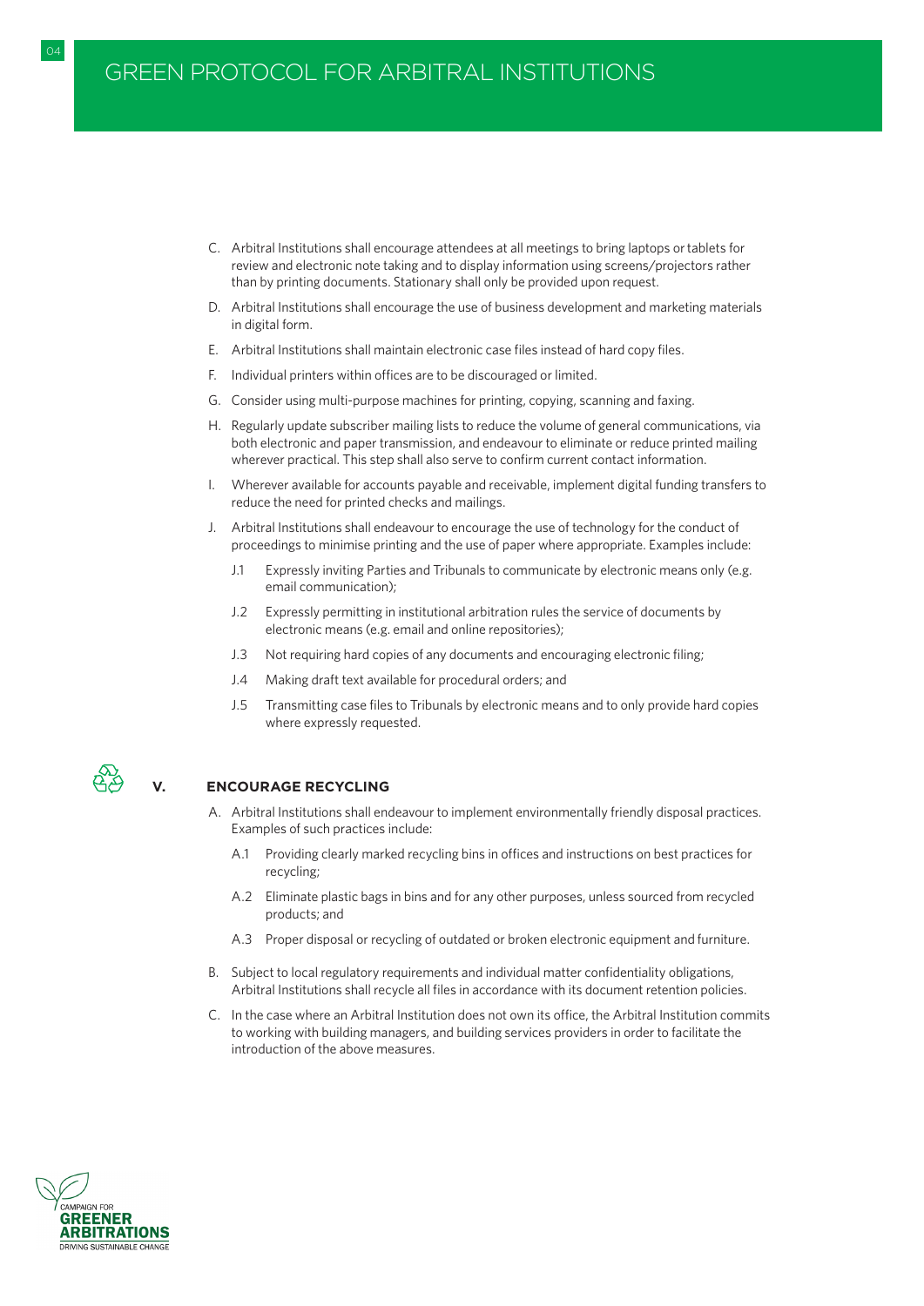C. Arbitral Institutions shall encourage attendees at all meetings to bring laptops or tablets for review and electronic note taking and to display information using screens/projectors rather than by printing documents. Stationary shall only be provided upon request.

D. Arbitral Institutions shall encourage the use of business development and marketing materials in digital form.

E. Arbitral Institutions shall maintain electronic case files instead of hard copy files.

F. Individual printers within offices are to be discouraged or limited.

G. Consider using multi-purpose machines for printing, copying, scanning and faxing.

H. Regularly update subscriber mailing lists to reduce the volume of general communications, via both electronic and paper transmission, and endeavour to eliminate or reduce printed mailing wherever practical. This step shall also serve to confirm current contact information.

I. Wherever available for accounts payable and receivable, implement digital funding transfers to reduce the need for printed checks and mailings.

J. Arbitral Institutions shall endeavour to encourage the use of technology for the conduct of proceedings to minimise printing and the use of paper where appropriate. Examples include:

   J.1 Expressly inviting Parties and Tribunals to communicate by electronic means only (e.g. email communication);

   J.2 Expressly permitting in institutional arbitration rules the service of documents by electronic means (e.g. email and online repositories);

   J.3 Not requiring hard copies of any documents and encouraging electronic filing;

   J.4 Making draft text available for procedural orders; and

   J.5 Transmitting case files to Tribunals by electronic means and to only provide hard copies where expressly requested.

## V. ENCOURAGE RECYCLING

A. Arbitral Institutions shall endeavour to implement environmentally friendly disposal practices. Examples of such practices include:

   A.1 Providing clearly marked recycling bins in offices and instructions on best practices for recycling;

   A.2 Eliminate plastic bags in bins and for any other purposes, unless sourced from recycled products; and

   A.3 Proper disposal or recycling of outdated or broken electronic equipment and furniture.

B. Subject to local regulatory requirements and individual matter confidentiality obligations, Arbitral Institutions shall recycle all files in accordance with its document retention policies.

C. In the case where an Arbitral Institution does not own its office, the Arbitral Institution commits to working with building managers, and building services providers in order to facilitate the introduction of the above measures.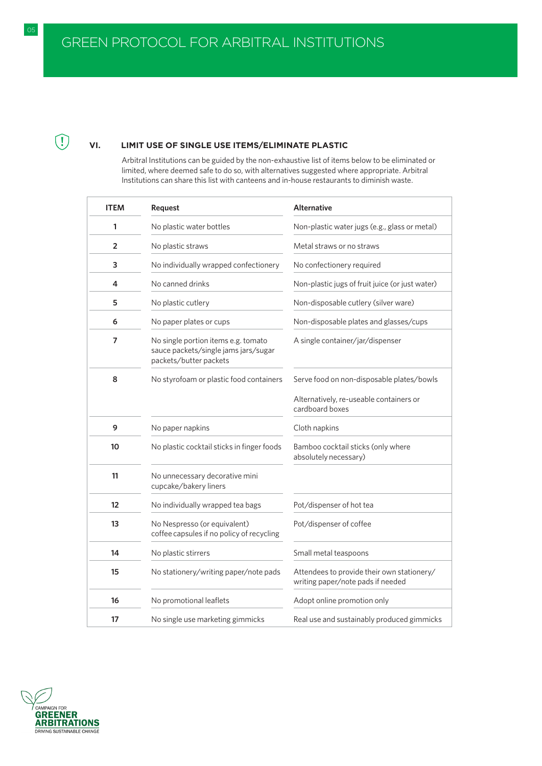## VI. LIMIT USE OF SINGLE USE ITEMS/ELIMINATE PLASTIC

Arbitral Institutions can be guided by the non-exhaustive list of items below to be eliminated or limited, where deemed safe to do so, with alternatives suggested where appropriate. Arbitral Institutions can share this list with canteens and in-house restaurants to diminish waste.

| ITEM | Request | Alternative |
|---|---|---|
| 1 | No plastic water bottles | Non-plastic water jugs (e.g., glass or metal) |
| 2 | No plastic straws | Metal straws or no straws |
| 3 | No individually wrapped confectionery | No confectionery required |
| 4 | No canned drinks | Non-plastic jugs of fruit juice (or just water) |
| 5 | No plastic cutlery | Non-disposable cutlery (silver ware) |
| 6 | No paper plates or cups | Non-disposable plates and glasses/cups |
| 7 | No single portion items e.g. tomato sauce packets/single jams jars/sugar packets/butter packets | A single container/jar/dispenser |
| 8 | No styrofoam or plastic food containers | Serve food on non-disposable plates/bowls<br><br>Alternatively, re-useable containers or cardboard boxes |
| 9 | No paper napkins | Cloth napkins |
| 10 | No plastic cocktail sticks in finger foods | Bamboo cocktail sticks (only where absolutely necessary) |
| 11 | No unnecessary decorative mini cupcake/bakery liners | |
| 12 | No individually wrapped tea bags | Pot/dispenser of hot tea |
| 13 | No Nespresso (or equivalent) coffee capsules if no policy of recycling | Pot/dispenser of coffee |
| 14 | No plastic stirrers | Small metal teaspoons |
| 15 | No stationery/writing paper/note pads | Attendees to provide their own stationery/writing paper/note pads if needed |
| 16 | No promotional leaflets | Adopt online promotion only |
| 17 | No single use marketing gimmicks | Real use and sustainably produced gimmicks |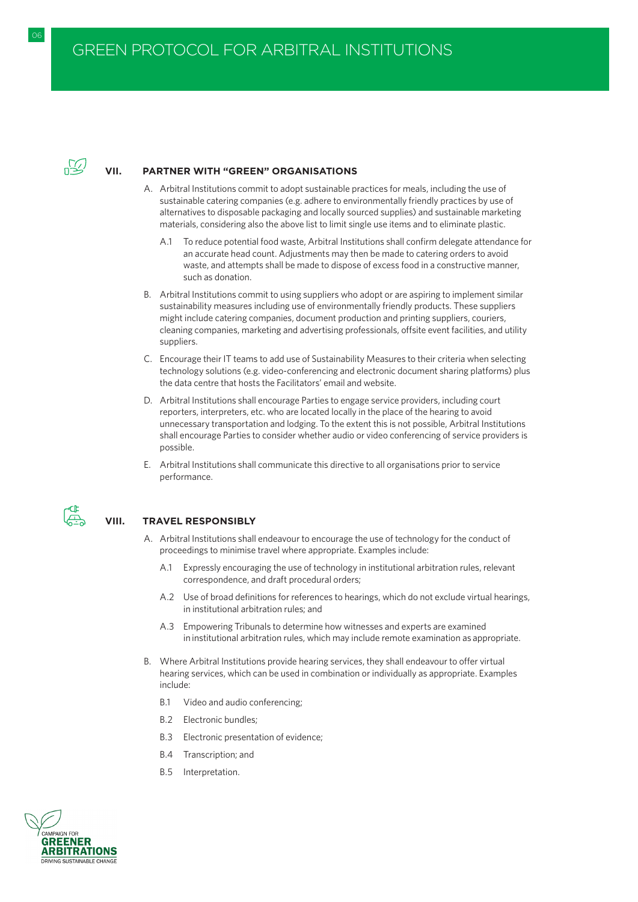## VII. PARTNER WITH "GREEN" ORGANISATIONS

A. Arbitral Institutions commit to adopt sustainable practices for meals, including the use of sustainable catering companies (e.g. adhere to environmentally friendly practices by use of alternatives to disposable packaging and locally sourced supplies) and sustainable marketing materials, considering also the above list to limit single use items and to eliminate plastic.

   A.1 To reduce potential food waste, Arbitral Institutions shall confirm delegate attendance for an accurate head count. Adjustments may then be made to catering orders to avoid waste, and attempts shall be made to dispose of excess food in a constructive manner, such as donation.

B. Arbitral Institutions commit to using suppliers who adopt or are aspiring to implement similar sustainability measures including use of environmentally friendly products. These suppliers might include catering companies, document production and printing suppliers, couriers, cleaning companies, marketing and advertising professionals, offsite event facilities, and utility suppliers.

C. Encourage their IT teams to add use of Sustainability Measures to their criteria when selecting technology solutions (e.g. video-conferencing and electronic document sharing platforms) plus the data centre that hosts the Facilitators' email and website.

D. Arbitral Institutions shall encourage Parties to engage service providers, including court reporters, interpreters, etc. who are located locally in the place of the hearing to avoid unnecessary transportation and lodging. To the extent this is not possible, Arbitral Institutions shall encourage Parties to consider whether audio or video conferencing of service providers is possible.

E. Arbitral Institutions shall communicate this directive to all organisations prior to service performance.

## VIII. TRAVEL RESPONSIBLY

A. Arbitral Institutions shall endeavour to encourage the use of technology for the conduct of proceedings to minimise travel where appropriate. Examples include:

   A.1 Expressly encouraging the use of technology in institutional arbitration rules, relevant correspondence, and draft procedural orders;

   A.2 Use of broad definitions for references to hearings, which do not exclude virtual hearings, in institutional arbitration rules; and

   A.3 Empowering Tribunals to determine how witnesses and experts are examined in institutional arbitration rules, which may include remote examination as appropriate.

B. Where Arbitral Institutions provide hearing services, they shall endeavour to offer virtual hearing services, which can be used in combination or individually as appropriate. Examples include:

   B.1 Video and audio conferencing;

   B.2 Electronic bundles;

   B.3 Electronic presentation of evidence;

   B.4 Transcription; and

   B.5 Interpretation.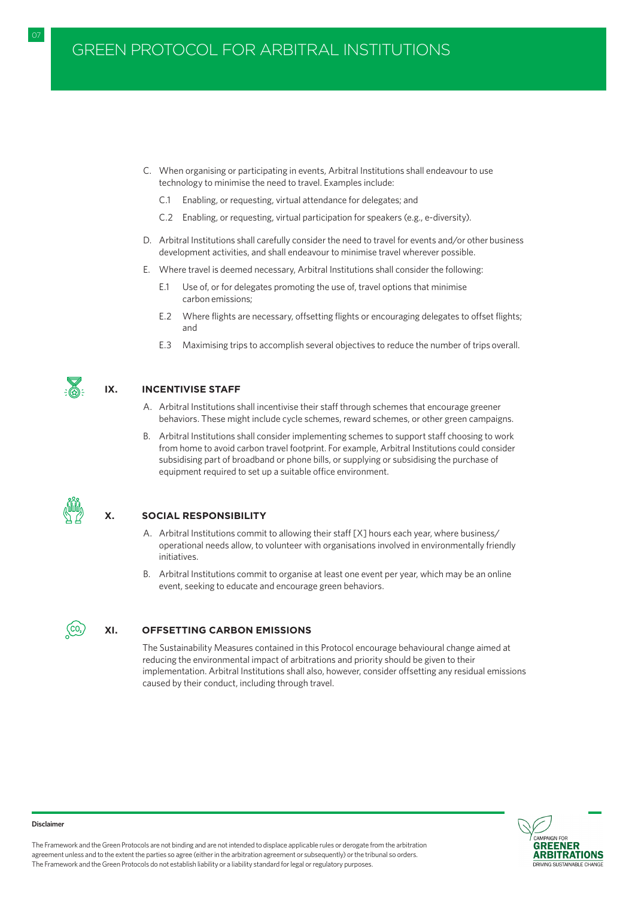C. When organising or participating in events, Arbitral Institutions shall endeavour to use technology to minimise the need to travel. Examples include:

   C.1 Enabling, or requesting, virtual attendance for delegates; and

   C.2 Enabling, or requesting, virtual participation for speakers (e.g., e-diversity).

D. Arbitral Institutions shall carefully consider the need to travel for events and/or other business development activities, and shall endeavour to minimise travel wherever possible.

E. Where travel is deemed necessary, Arbitral Institutions shall consider the following:

   E.1 Use of, or for delegates promoting the use of, travel options that minimise carbon emissions;

   E.2 Where flights are necessary, offsetting flights or encouraging delegates to offset flights; and

   E.3 Maximising trips to accomplish several objectives to reduce the number of trips overall.

## IX. INCENTIVISE STAFF

A. Arbitral Institutions shall incentivise their staff through schemes that encourage greener behaviors. These might include cycle schemes, reward schemes, or other green campaigns.

B. Arbitral Institutions shall consider implementing schemes to support staff choosing to work from home to avoid carbon travel footprint. For example, Arbitral Institutions could consider subsidising part of broadband or phone bills, or supplying or subsidising the purchase of equipment required to set up a suitable office environment.

## X. SOCIAL RESPONSIBILITY

A. Arbitral Institutions commit to allowing their staff [X] hours each year, where business/operational needs allow, to volunteer with organisations involved in environmentally friendly initiatives.

B. Arbitral Institutions commit to organise at least one event per year, which may be an online event, seeking to educate and encourage green behaviors.

## XI. OFFSETTING CARBON EMISSIONS

The Sustainability Measures contained in this Protocol encourage behavioural change aimed at reducing the environmental impact of arbitrations and priority should be given to their implementation. Arbitral Institutions shall also, however, consider offsetting any residual emissions caused by their conduct, including through travel.

**Disclaimer**

The Framework and the Green Protocols are not binding and are not intended to displace applicable rules or derogate from the arbitration agreement unless and to the extent the parties so agree (either in the arbitration agreement or subsequently) or the tribunal so orders. The Framework and the Green Protocols do not establish liability or a liability standard for legal or regulatory purposes.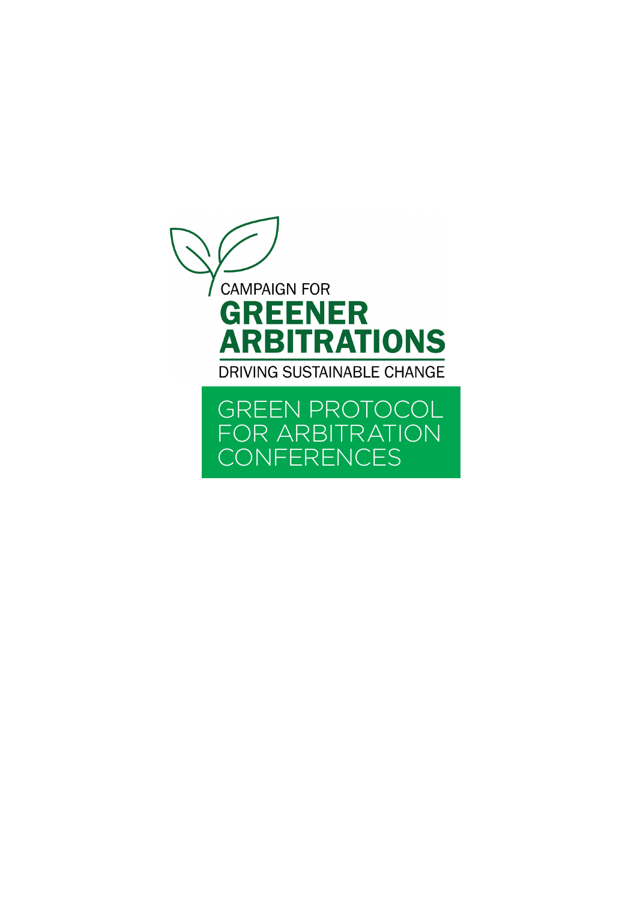CAMPAIGN FOR

# GREENER ARBITRATIONS

DRIVING SUSTAINABLE CHANGE

# GREEN PROTOCOL FOR ARBITRATION CONFERENCES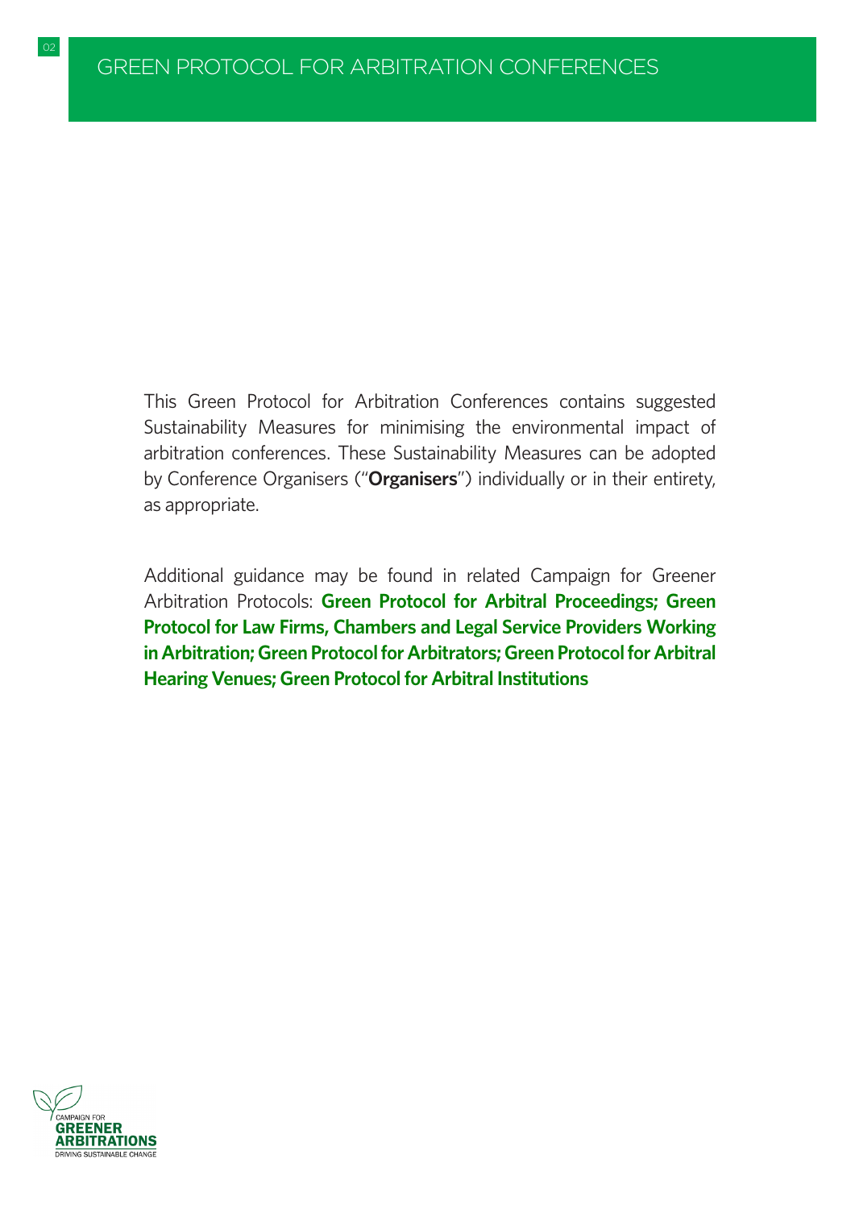# GREEN PROTOCOL FOR ARBITRATION CONFERENCES

This Green Protocol for Arbitration Conferences contains suggested Sustainability Measures for minimising the environmental impact of arbitration conferences. These Sustainability Measures can be adopted by Conference Organisers ("**Organisers**") individually or in their entirety, as appropriate.

Additional guidance may be found in related Campaign for Greener Arbitration Protocols: **Green Protocol for Arbitral Proceedings; Green Protocol for Law Firms, Chambers and Legal Service Providers Working in Arbitration; Green Protocol for Arbitrators; Green Protocol for Arbitral Hearing Venues; Green Protocol for Arbitral Institutions**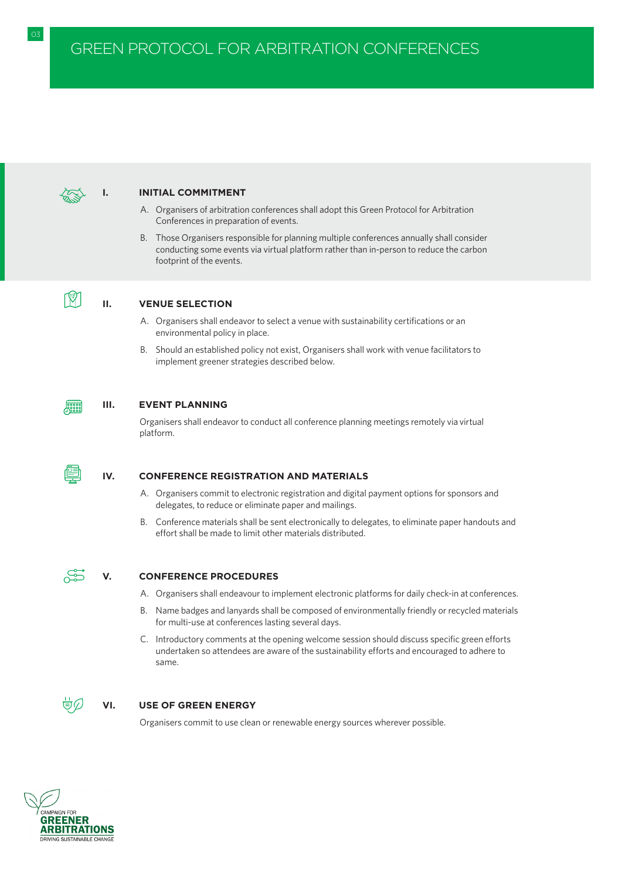# GREEN PROTOCOL FOR ARBITRATION CONFERENCES

## I. INITIAL COMMITMENT

A. Organisers of arbitration conferences shall adopt this Green Protocol for Arbitration Conferences in preparation of events.

B. Those Organisers responsible for planning multiple conferences annually shall consider conducting some events via virtual platform rather than in-person to reduce the carbon footprint of the events.

## II. VENUE SELECTION

A. Organisers shall endeavor to select a venue with sustainability certifications or an environmental policy in place.

B. Should an established policy not exist, Organisers shall work with venue facilitators to implement greener strategies described below.

## III. EVENT PLANNING

Organisers shall endeavor to conduct all conference planning meetings remotely via virtual platform.

## IV. CONFERENCE REGISTRATION AND MATERIALS

A. Organisers commit to electronic registration and digital payment options for sponsors and delegates, to reduce or eliminate paper and mailings.

B. Conference materials shall be sent electronically to delegates, to eliminate paper handouts and effort shall be made to limit other materials distributed.

## V. CONFERENCE PROCEDURES

A. Organisers shall endeavour to implement electronic platforms for daily check-in at conferences.

B. Name badges and lanyards shall be composed of environmentally friendly or recycled materials for multi-use at conferences lasting several days.

C. Introductory comments at the opening welcome session should discuss specific green efforts undertaken so attendees are aware of the sustainability efforts and encouraged to adhere to same.

## VI. USE OF GREEN ENERGY

Organisers commit to use clean or renewable energy sources wherever possible.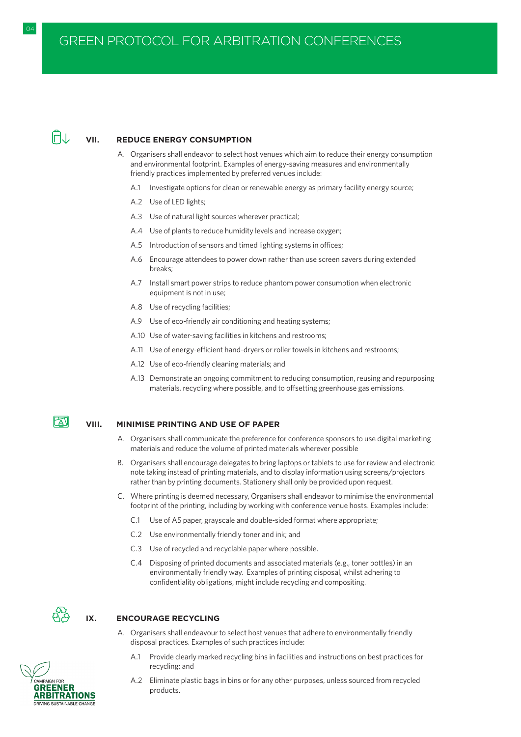## VII. REDUCE ENERGY CONSUMPTION

A. Organisers shall endeavor to select host venues which aim to reduce their energy consumption and environmental footprint. Examples of energy-saving measures and environmentally friendly practices implemented by preferred venues include:

A.1 Investigate options for clean or renewable energy as primary facility energy source;

A.2 Use of LED lights;

A.3 Use of natural light sources wherever practical;

A.4 Use of plants to reduce humidity levels and increase oxygen;

A.5 Introduction of sensors and timed lighting systems in offices;

A.6 Encourage attendees to power down rather than use screen savers during extended breaks;

A.7 Install smart power strips to reduce phantom power consumption when electronic equipment is not in use;

A.8 Use of recycling facilities;

A.9 Use of eco-friendly air conditioning and heating systems;

A.10 Use of water-saving facilities in kitchens and restrooms;

A.11 Use of energy-efficient hand-dryers or roller towels in kitchens and restrooms;

A.12 Use of eco-friendly cleaning materials; and

A.13 Demonstrate an ongoing commitment to reducing consumption, reusing and repurposing materials, recycling where possible, and to offsetting greenhouse gas emissions.

## VIII. MINIMISE PRINTING AND USE OF PAPER

A. Organisers shall communicate the preference for conference sponsors to use digital marketing materials and reduce the volume of printed materials wherever possible

B. Organisers shall encourage delegates to bring laptops or tablets to use for review and electronic note taking instead of printing materials, and to display information using screens/projectors rather than by printing documents. Stationery shall only be provided upon request.

C. Where printing is deemed necessary, Organisers shall endeavor to minimise the environmental footprint of the printing, including by working with conference venue hosts. Examples include:

C.1 Use of A5 paper, grayscale and double-sided format where appropriate;

C.2 Use environmentally friendly toner and ink; and

C.3 Use of recycled and recyclable paper where possible.

C.4 Disposing of printed documents and associated materials (e.g., toner bottles) in an environmentally friendly way. Examples of printing disposal, whilst adhering to confidentiality obligations, might include recycling and compositing.

## IX. ENCOURAGE RECYCLING

A. Organisers shall endeavour to select host venues that adhere to environmentally friendly disposal practices. Examples of such practices include:

A.1 Provide clearly marked recycling bins in facilities and instructions on best practices for recycling; and

A.2 Eliminate plastic bags in bins or for any other purposes, unless sourced from recycled products.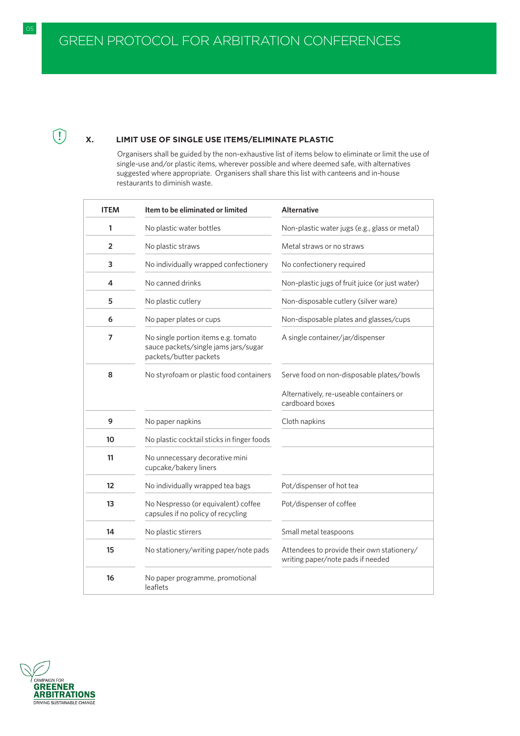## X. LIMIT USE OF SINGLE USE ITEMS/ELIMINATE PLASTIC

Organisers shall be guided by the non-exhaustive list of items below to eliminate or limit the use of single-use and/or plastic items, wherever possible and where deemed safe, with alternatives suggested where appropriate. Organisers shall share this list with canteens and in-house restaurants to diminish waste.

| ITEM | Item to be eliminated or limited | Alternative |
|---|---|---|
| 1 | No plastic water bottles | Non-plastic water jugs (e.g., glass or metal) |
| 2 | No plastic straws | Metal straws or no straws |
| 3 | No individually wrapped confectionery | No confectionery required |
| 4 | No canned drinks | Non-plastic jugs of fruit juice (or just water) |
| 5 | No plastic cutlery | Non-disposable cutlery (silver ware) |
| 6 | No paper plates or cups | Non-disposable plates and glasses/cups |
| 7 | No single portion items e.g. tomato sauce packets/single jams jars/sugar packets/butter packets | A single container/jar/dispenser |
| 8 | No styrofoam or plastic food containers | Serve food on non-disposable plates/bowls<br><br>Alternatively, re-useable containers or cardboard boxes |
| 9 | No paper napkins | Cloth napkins |
| 10 | No plastic cocktail sticks in finger foods | |
| 11 | No unnecessary decorative mini cupcake/bakery liners | |
| 12 | No individually wrapped tea bags | Pot/dispenser of hot tea |
| 13 | No Nespresso (or equivalent) coffee capsules if no policy of recycling | Pot/dispenser of coffee |
| 14 | No plastic stirrers | Small metal teaspoons |
| 15 | No stationery/writing paper/note pads | Attendees to provide their own stationery/writing paper/note pads if needed |
| 16 | No paper programme, promotional leaflets | |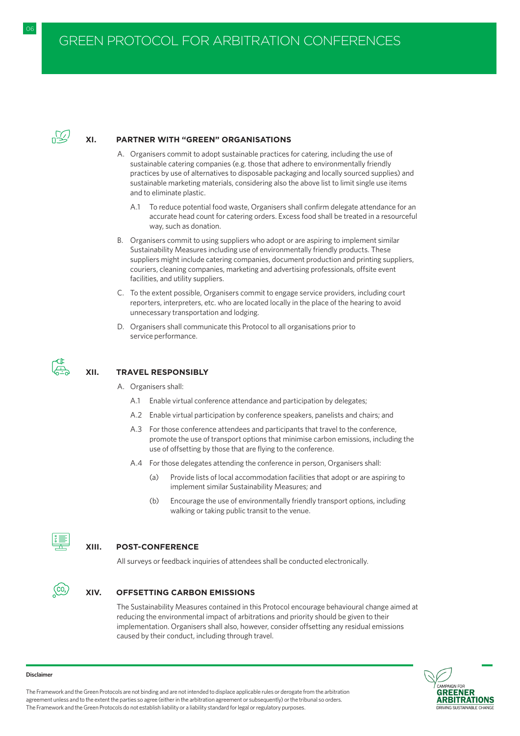## XI. PARTNER WITH "GREEN" ORGANISATIONS

A. Organisers commit to adopt sustainable practices for catering, including the use of sustainable catering companies (e.g. those that adhere to environmentally friendly practices by use of alternatives to disposable packaging and locally sourced supplies) and sustainable marketing materials, considering also the above list to limit single use items and to eliminate plastic.

A.1 To reduce potential food waste, Organisers shall confirm delegate attendance for an accurate head count for catering orders. Excess food shall be treated in a resourceful way, such as donation.

B. Organisers commit to using suppliers who adopt or are aspiring to implement similar Sustainability Measures including use of environmentally friendly products. These suppliers might include catering companies, document production and printing suppliers, couriers, cleaning companies, marketing and advertising professionals, offsite event facilities, and utility suppliers.

C. To the extent possible, Organisers commit to engage service providers, including court reporters, interpreters, etc. who are located locally in the place of the hearing to avoid unnecessary transportation and lodging.

D. Organisers shall communicate this Protocol to all organisations prior to service performance.

## XII. TRAVEL RESPONSIBLY

A. Organisers shall:

A.1 Enable virtual conference attendance and participation by delegates;

A.2 Enable virtual participation by conference speakers, panelists and chairs; and

A.3 For those conference attendees and participants that travel to the conference, promote the use of transport options that minimise carbon emissions, including the use of offsetting by those that are flying to the conference.

A.4 For those delegates attending the conference in person, Organisers shall:

(a) Provide lists of local accommodation facilities that adopt or are aspiring to implement similar Sustainability Measures; and

(b) Encourage the use of environmentally friendly transport options, including walking or taking public transit to the venue.

## XIII. POST-CONFERENCE

All surveys or feedback inquiries of attendees shall be conducted electronically.

## XIV. OFFSETTING CARBON EMISSIONS

The Sustainability Measures contained in this Protocol encourage behavioural change aimed at reducing the environmental impact of arbitrations and priority should be given to their implementation. Organisers shall also, however, consider offsetting any residual emissions caused by their conduct, including through travel.

**Disclaimer**

The Framework and the Green Protocols are not binding and are not intended to displace applicable rules or derogate from the arbitration agreement unless and to the extent the parties so agree (either in the arbitration agreement or subsequently) or the tribunal so orders. The Framework and the Green Protocols do not establish liability or a liability standard for legal or regulatory purposes.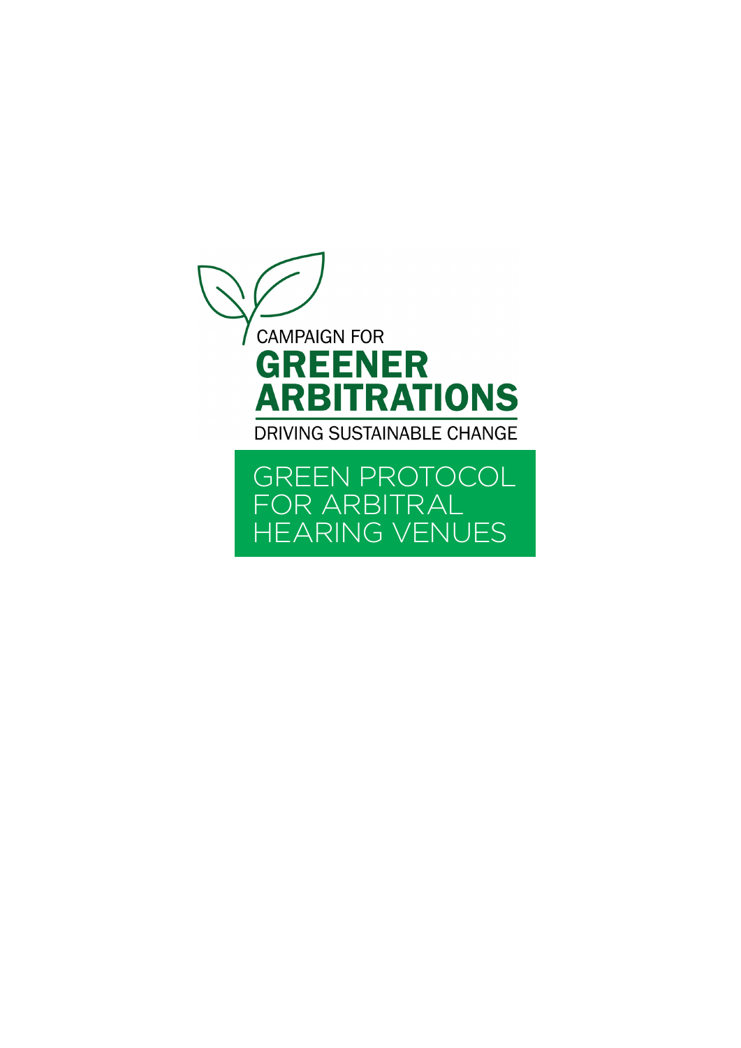CAMPAIGN FOR

# GREENER ARBITRATIONS

DRIVING SUSTAINABLE CHANGE

## GREEN PROTOCOL FOR ARBITRAL HEARING VENUES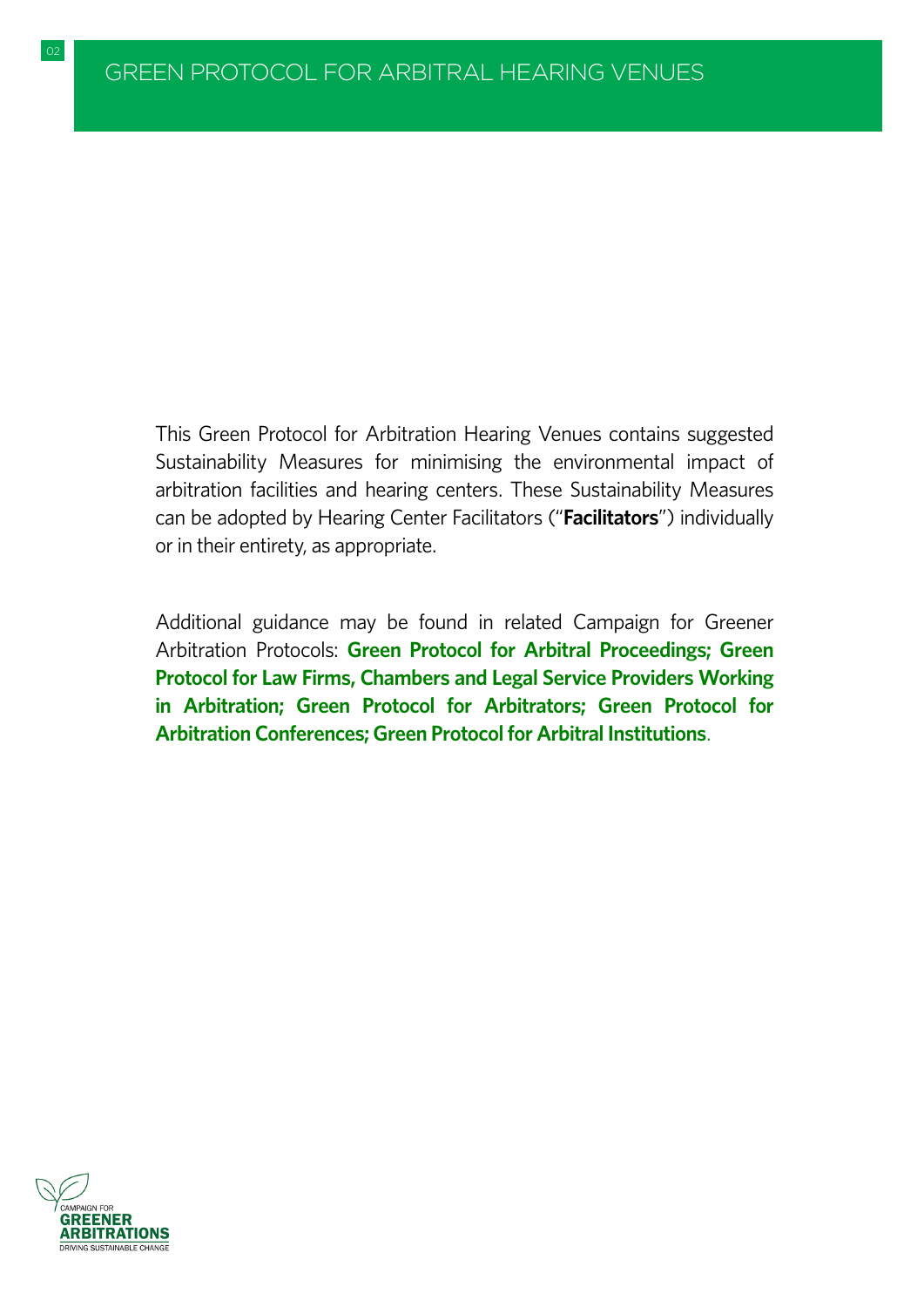# GREEN PROTOCOL FOR ARBITRAL HEARING VENUES

This Green Protocol for Arbitration Hearing Venues contains suggested Sustainability Measures for minimising the environmental impact of arbitration facilities and hearing centers. These Sustainability Measures can be adopted by Hearing Center Facilitators ("**Facilitators**") individually or in their entirety, as appropriate.

Additional guidance may be found in related Campaign for Greener Arbitration Protocols: **Green Protocol for Arbitral Proceedings; Green Protocol for Law Firms, Chambers and Legal Service Providers Working in Arbitration; Green Protocol for Arbitrators; Green Protocol for Arbitration Conferences; Green Protocol for Arbitral Institutions**.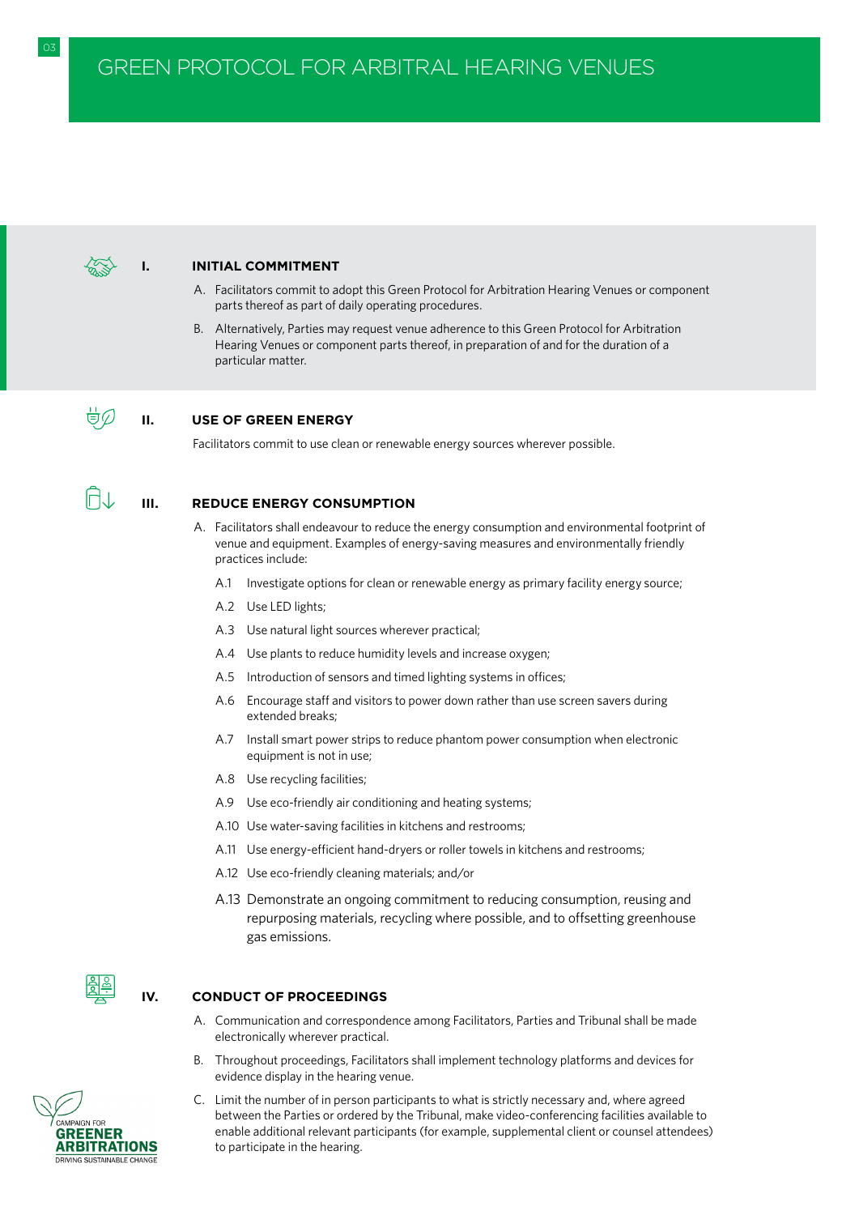# GREEN PROTOCOL FOR ARBITRAL HEARING VENUES

## I. INITIAL COMMITMENT

A. Facilitators commit to adopt this Green Protocol for Arbitration Hearing Venues or component parts thereof as part of daily operating procedures.

B. Alternatively, Parties may request venue adherence to this Green Protocol for Arbitration Hearing Venues or component parts thereof, in preparation of and for the duration of a particular matter.

## II. USE OF GREEN ENERGY

Facilitators commit to use clean or renewable energy sources wherever possible.

## III. REDUCE ENERGY CONSUMPTION

A. Facilitators shall endeavour to reduce the energy consumption and environmental footprint of venue and equipment. Examples of energy-saving measures and environmentally friendly practices include:

A.1 Investigate options for clean or renewable energy as primary facility energy source;

A.2 Use LED lights;

A.3 Use natural light sources wherever practical;

A.4 Use plants to reduce humidity levels and increase oxygen;

A.5 Introduction of sensors and timed lighting systems in offices;

A.6 Encourage staff and visitors to power down rather than use screen savers during extended breaks;

A.7 Install smart power strips to reduce phantom power consumption when electronic equipment is not in use;

A.8 Use recycling facilities;

A.9 Use eco-friendly air conditioning and heating systems;

A.10 Use water-saving facilities in kitchens and restrooms;

A.11 Use energy-efficient hand-dryers or roller towels in kitchens and restrooms;

A.12 Use eco-friendly cleaning materials; and/or

A.13 Demonstrate an ongoing commitment to reducing consumption, reusing and repurposing materials, recycling where possible, and to offsetting greenhouse gas emissions.

## IV. CONDUCT OF PROCEEDINGS

A. Communication and correspondence among Facilitators, Parties and Tribunal shall be made electronically wherever practical.

B. Throughout proceedings, Facilitators shall implement technology platforms and devices for evidence display in the hearing venue.

C. Limit the number of in person participants to what is strictly necessary and, where agreed between the Parties or ordered by the Tribunal, make video-conferencing facilities available to enable additional relevant participants (for example, supplemental client or counsel attendees) to participate in the hearing.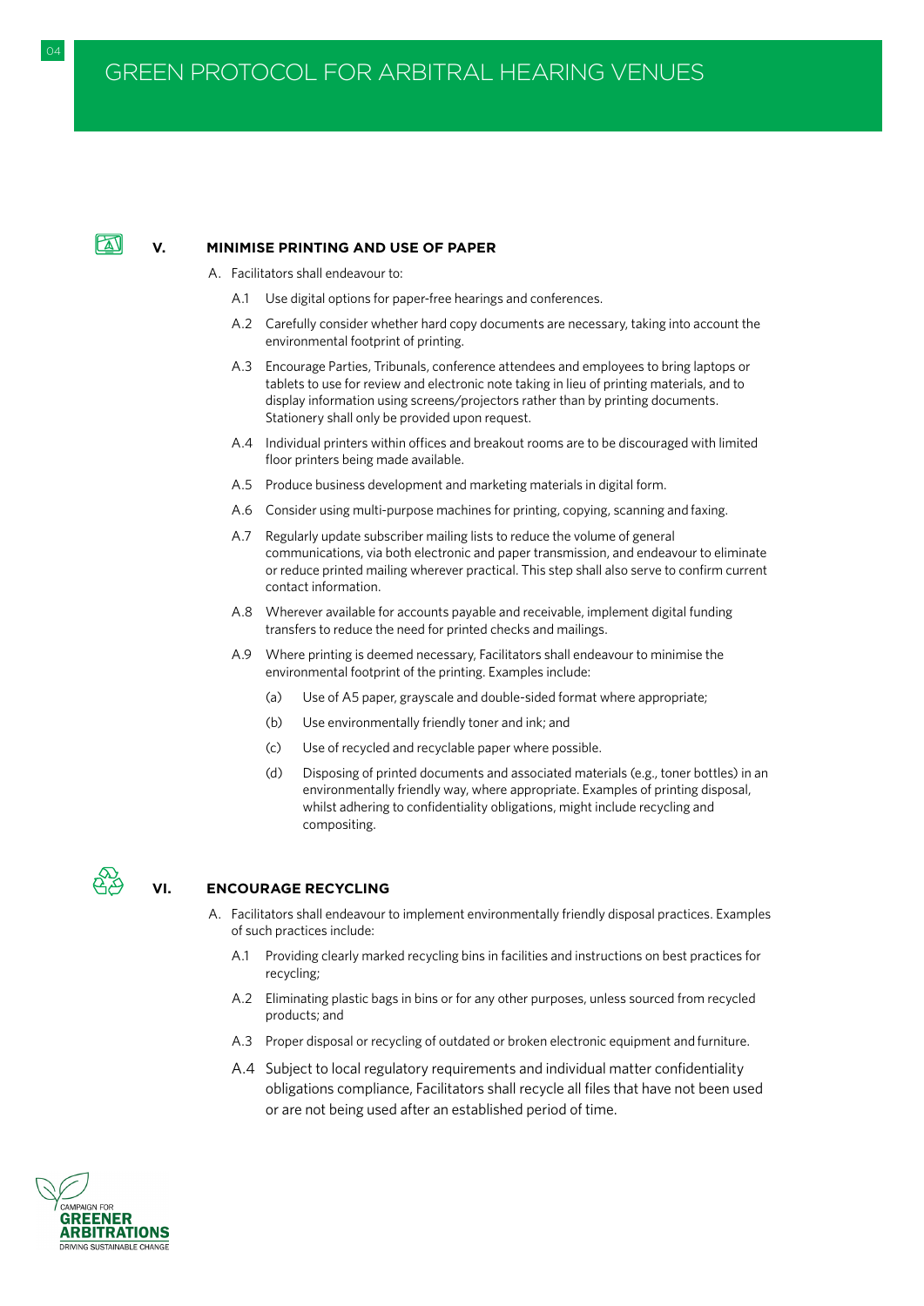## V. MINIMISE PRINTING AND USE OF PAPER

A. Facilitators shall endeavour to:

A.1 Use digital options for paper-free hearings and conferences.

A.2 Carefully consider whether hard copy documents are necessary, taking into account the environmental footprint of printing.

A.3 Encourage Parties, Tribunals, conference attendees and employees to bring laptops or tablets to use for review and electronic note taking in lieu of printing materials, and to display information using screens/projectors rather than by printing documents. Stationery shall only be provided upon request.

A.4 Individual printers within offices and breakout rooms are to be discouraged with limited floor printers being made available.

A.5 Produce business development and marketing materials in digital form.

A.6 Consider using multi-purpose machines for printing, copying, scanning and faxing.

A.7 Regularly update subscriber mailing lists to reduce the volume of general communications, via both electronic and paper transmission, and endeavour to eliminate or reduce printed mailing wherever practical. This step shall also serve to confirm current contact information.

A.8 Wherever available for accounts payable and receivable, implement digital funding transfers to reduce the need for printed checks and mailings.

A.9 Where printing is deemed necessary, Facilitators shall endeavour to minimise the environmental footprint of the printing. Examples include:

(a) Use of A5 paper, grayscale and double-sided format where appropriate;

(b) Use environmentally friendly toner and ink; and

(c) Use of recycled and recyclable paper where possible.

(d) Disposing of printed documents and associated materials (e.g., toner bottles) in an environmentally friendly way, where appropriate. Examples of printing disposal, whilst adhering to confidentiality obligations, might include recycling and compositing.

## VI. ENCOURAGE RECYCLING

A. Facilitators shall endeavour to implement environmentally friendly disposal practices. Examples of such practices include:

A.1 Providing clearly marked recycling bins in facilities and instructions on best practices for recycling;

A.2 Eliminating plastic bags in bins or for any other purposes, unless sourced from recycled products; and

A.3 Proper disposal or recycling of outdated or broken electronic equipment and furniture.

A.4 Subject to local regulatory requirements and individual matter confidentiality obligations compliance, Facilitators shall recycle all files that have not been used or are not being used after an established period of time.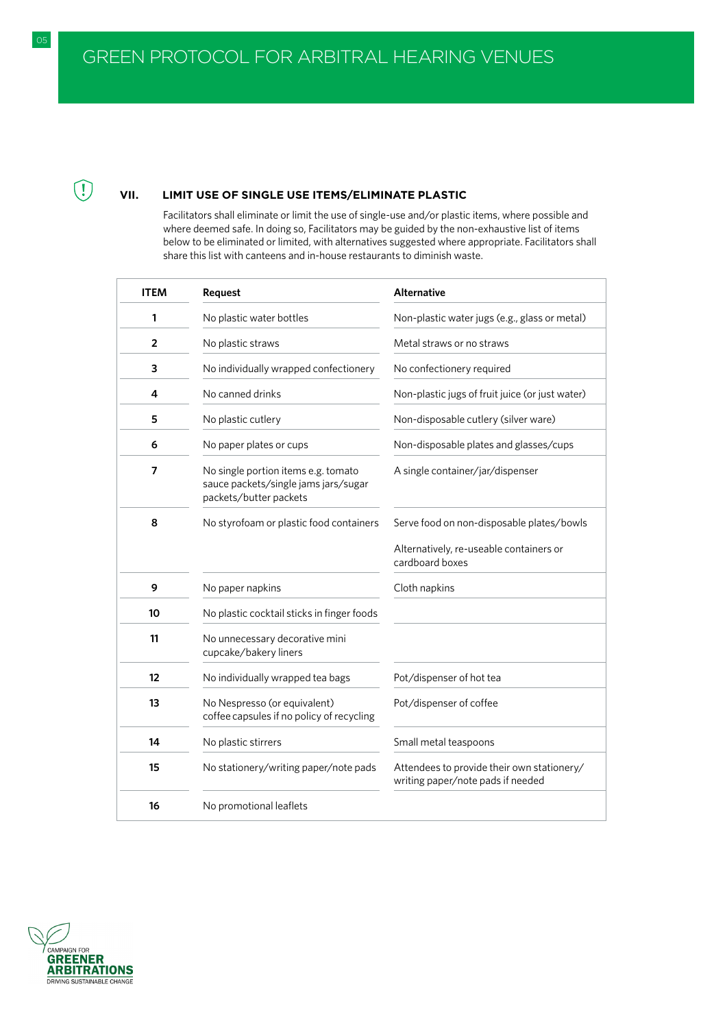## VII. LIMIT USE OF SINGLE USE ITEMS/ELIMINATE PLASTIC

Facilitators shall eliminate or limit the use of single-use and/or plastic items, where possible and where deemed safe. In doing so, Facilitators may be guided by the non-exhaustive list of items below to be eliminated or limited, with alternatives suggested where appropriate. Facilitators shall share this list with canteens and in-house restaurants to diminish waste.

| ITEM | Request | Alternative |
|---|---|---|
| 1 | No plastic water bottles | Non-plastic water jugs (e.g., glass or metal) |
| 2 | No plastic straws | Metal straws or no straws |
| 3 | No individually wrapped confectionery | No confectionery required |
| 4 | No canned drinks | Non-plastic jugs of fruit juice (or just water) |
| 5 | No plastic cutlery | Non-disposable cutlery (silver ware) |
| 6 | No paper plates or cups | Non-disposable plates and glasses/cups |
| 7 | No single portion items e.g. tomato sauce packets/single jams jars/sugar packets/butter packets | A single container/jar/dispenser |
| 8 | No styrofoam or plastic food containers | Serve food on non-disposable plates/bowls<br><br>Alternatively, re-useable containers or cardboard boxes |
| 9 | No paper napkins | Cloth napkins |
| 10 | No plastic cocktail sticks in finger foods | |
| 11 | No unnecessary decorative mini cupcake/bakery liners | |
| 12 | No individually wrapped tea bags | Pot/dispenser of hot tea |
| 13 | No Nespresso (or equivalent) coffee capsules if no policy of recycling | Pot/dispenser of coffee |
| 14 | No plastic stirrers | Small metal teaspoons |
| 15 | No stationery/writing paper/note pads | Attendees to provide their own stationery/ writing paper/note pads if needed |
| 16 | No promotional leaflets | |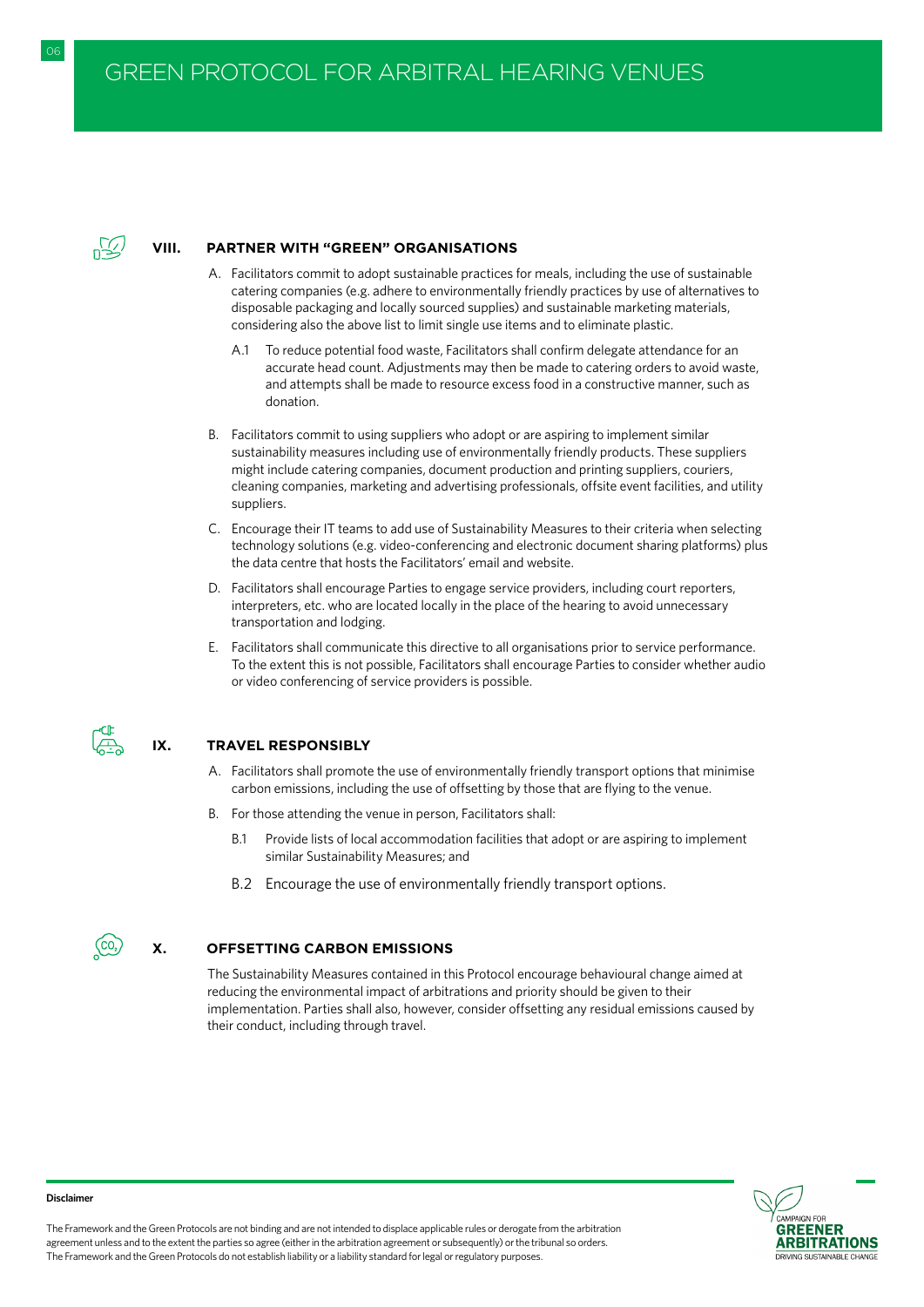## VIII. PARTNER WITH "GREEN" ORGANISATIONS

A. Facilitators commit to adopt sustainable practices for meals, including the use of sustainable catering companies (e.g. adhere to environmentally friendly practices by use of alternatives to disposable packaging and locally sourced supplies) and sustainable marketing materials, considering also the above list to limit single use items and to eliminate plastic.

A.1 To reduce potential food waste, Facilitators shall confirm delegate attendance for an accurate head count. Adjustments may then be made to catering orders to avoid waste, and attempts shall be made to resource excess food in a constructive manner, such as donation.

B. Facilitators commit to using suppliers who adopt or are aspiring to implement similar sustainability measures including use of environmentally friendly products. These suppliers might include catering companies, document production and printing suppliers, couriers, cleaning companies, marketing and advertising professionals, offsite event facilities, and utility suppliers.

C. Encourage their IT teams to add use of Sustainability Measures to their criteria when selecting technology solutions (e.g. video-conferencing and electronic document sharing platforms) plus the data centre that hosts the Facilitators' email and website.

D. Facilitators shall encourage Parties to engage service providers, including court reporters, interpreters, etc. who are located locally in the place of the hearing to avoid unnecessary transportation and lodging.

E. Facilitators shall communicate this directive to all organisations prior to service performance. To the extent this is not possible, Facilitators shall encourage Parties to consider whether audio or video conferencing of service providers is possible.

## IX. TRAVEL RESPONSIBLY

A. Facilitators shall promote the use of environmentally friendly transport options that minimise carbon emissions, including the use of offsetting by those that are flying to the venue.

B. For those attending the venue in person, Facilitators shall:

B.1 Provide lists of local accommodation facilities that adopt or are aspiring to implement similar Sustainability Measures; and

B.2 Encourage the use of environmentally friendly transport options.

## X. OFFSETTING CARBON EMISSIONS

The Sustainability Measures contained in this Protocol encourage behavioural change aimed at reducing the environmental impact of arbitrations and priority should be given to their implementation. Parties shall also, however, consider offsetting any residual emissions caused by their conduct, including through travel.

**Disclaimer**

The Framework and the Green Protocols are not binding and are not intended to displace applicable rules or derogate from the arbitration agreement unless and to the extent the parties so agree (either in the arbitration agreement or subsequently) or the tribunal so orders. The Framework and the Green Protocols do not establish liability or a liability standard for legal or regulatory purposes.

CAMPAIGN FOR GREENER ARBITRATIONS
DRIVING SUSTAINABLE CHANGE